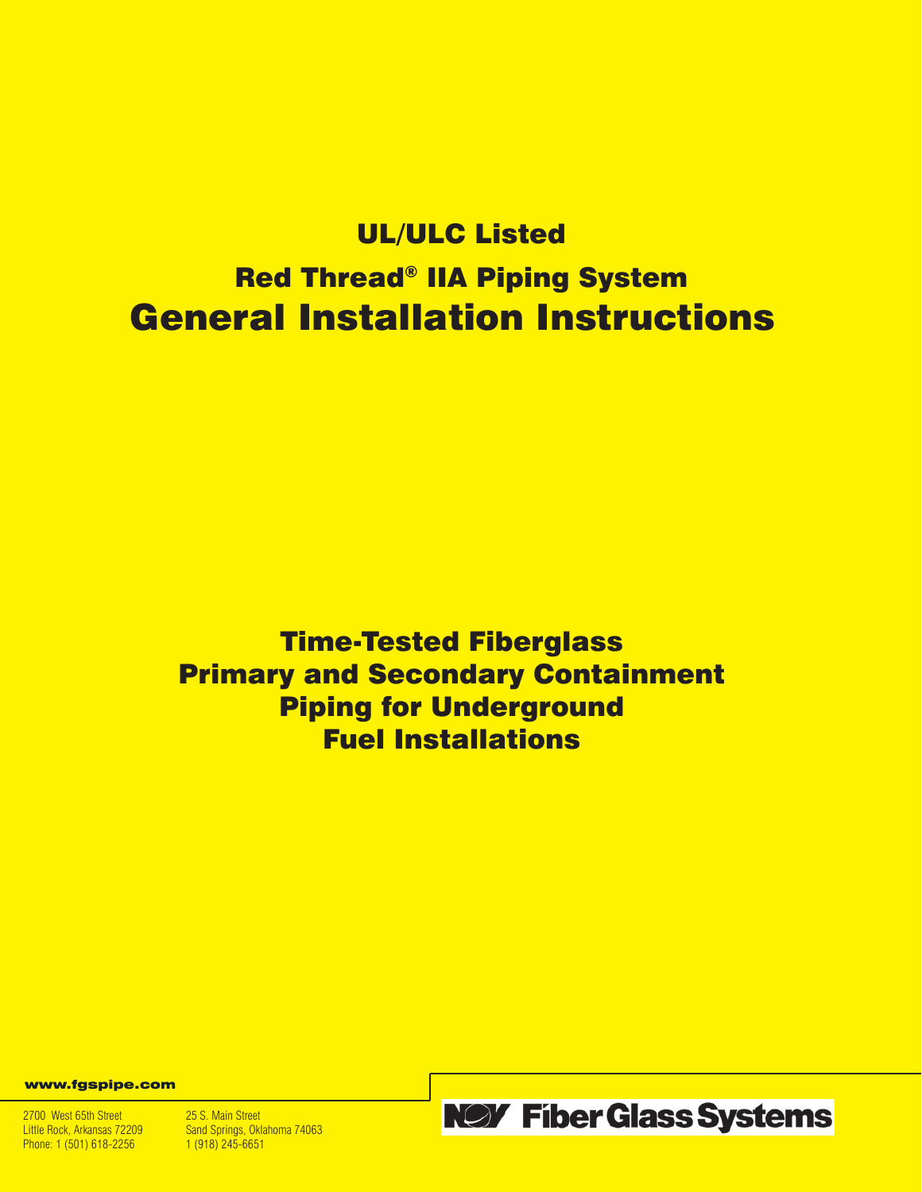# UL/ULC Listed

# Red Thread® IIA Piping System

# General Installation Instructions

## Time-Tested Fiberglass Primary and Secondary Containment Piping for Underground Fuel Installations

**www.fgspipe.com**

2700 West 65th Street
Little Rock, Arkansas 72209
Phone: 1 (501) 618-2256

25 S. Main Street
Sand Springs, Oklahoma 74063
1 (918) 245-6651

NOV Fiber Glass Systems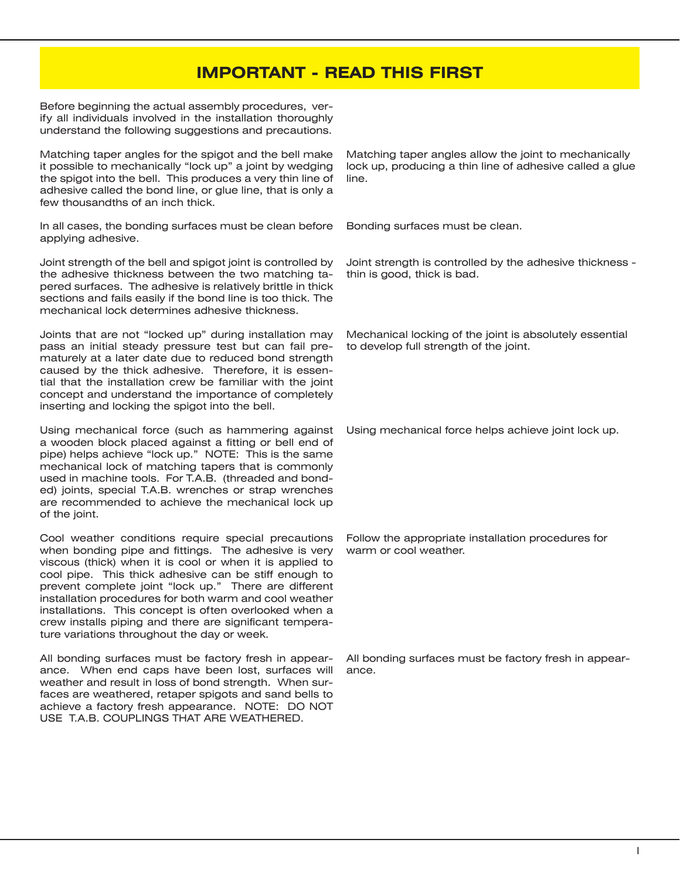# IMPORTANT - READ THIS FIRST

Before beginning the actual assembly procedures, verify all individuals involved in the installation thoroughly understand the following suggestions and precautions.

Matching taper angles for the spigot and the bell make it possible to mechanically "lock up" a joint by wedging the spigot into the bell. This produces a very thin line of adhesive called the bond line, or glue line, that is only a few thousandths of an inch thick.

Matching taper angles allow the joint to mechanically lock up, producing a thin line of adhesive called a glue line.

In all cases, the bonding surfaces must be clean before applying adhesive.

Bonding surfaces must be clean.

Joint strength of the bell and spigot joint is controlled by the adhesive thickness between the two matching tapered surfaces. The adhesive is relatively brittle in thick sections and fails easily if the bond line is too thick. The mechanical lock determines adhesive thickness.

Joint strength is controlled by the adhesive thickness - thin is good, thick is bad.

Joints that are not "locked up" during installation may pass an initial steady pressure test but can fail prematurely at a later date due to reduced bond strength caused by the thick adhesive. Therefore, it is essential that the installation crew be familiar with the joint concept and understand the importance of completely inserting and locking the spigot into the bell.

Mechanical locking of the joint is absolutely essential to develop full strength of the joint.

Using mechanical force (such as hammering against a wooden block placed against a fitting or bell end of pipe) helps achieve "lock up." NOTE: This is the same mechanical lock of matching tapers that is commonly used in machine tools. For T.A.B. (threaded and bonded) joints, special T.A.B. wrenches or strap wrenches are recommended to achieve the mechanical lock up of the joint.

Using mechanical force helps achieve joint lock up.

Cool weather conditions require special precautions when bonding pipe and fittings. The adhesive is very viscous (thick) when it is cool or when it is applied to cool pipe. This thick adhesive can be stiff enough to prevent complete joint "lock up." There are different installation procedures for both warm and cool weather installations. This concept is often overlooked when a crew installs piping and there are significant temperature variations throughout the day or week.

Follow the appropriate installation procedures for warm or cool weather.

All bonding surfaces must be factory fresh in appearance. When end caps have been lost, surfaces will weather and result in loss of bond strength. When surfaces are weathered, retaper spigots and sand bells to achieve a factory fresh appearance. NOTE: DO NOT USE T.A.B. COUPLINGS THAT ARE WEATHERED.

All bonding surfaces must be factory fresh in appearance.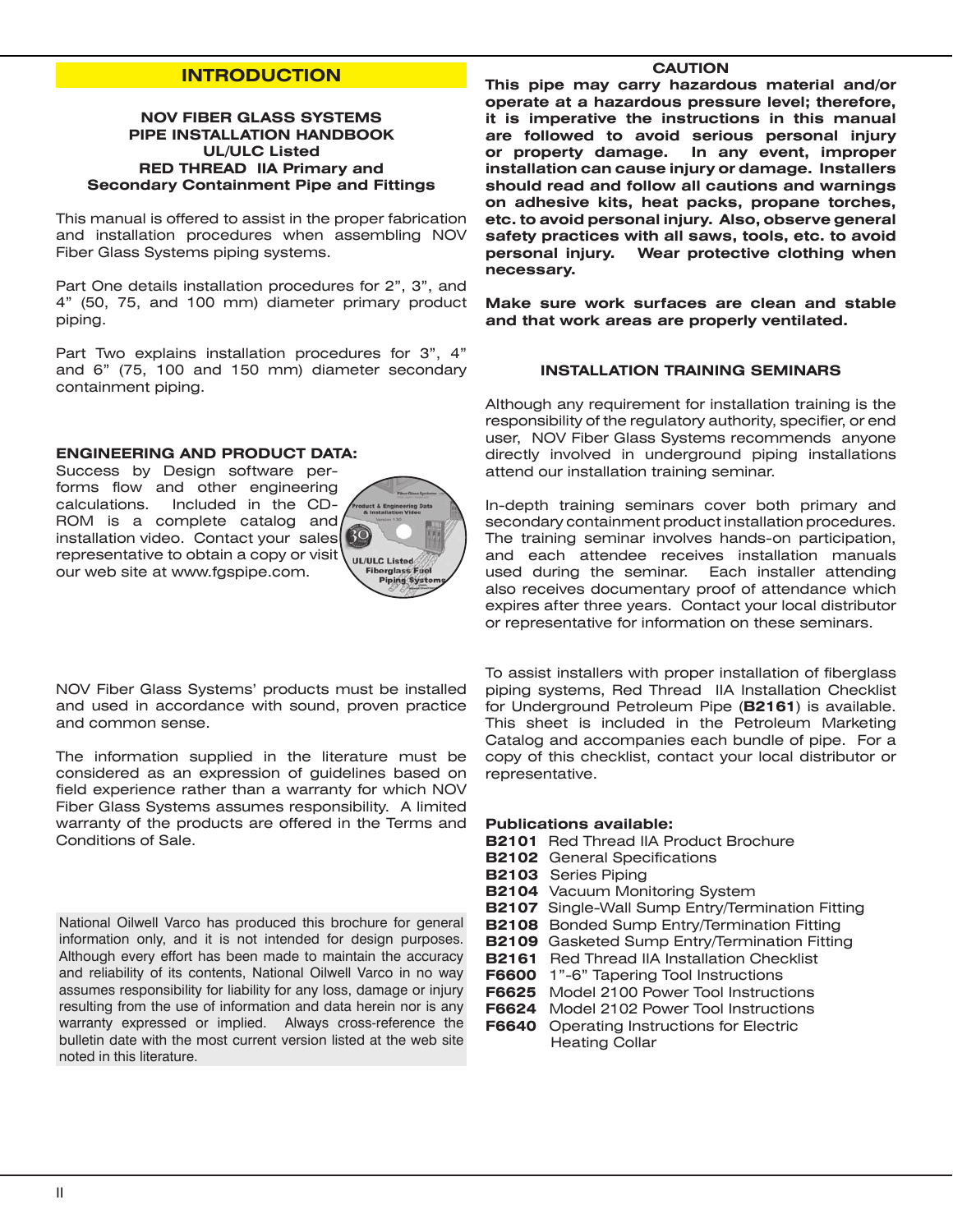## INTRODUCTION

**NOV FIBER GLASS SYSTEMS**
**PIPE INSTALLATION HANDBOOK**
**UL/ULC Listed**
**RED THREAD IIA Primary and**
**Secondary Containment Pipe and Fittings**

This manual is offered to assist in the proper fabrication and installation procedures when assembling NOV Fiber Glass Systems piping systems.

Part One details installation procedures for 2", 3", and 4" (50, 75, and 100 mm) diameter primary product piping.

Part Two explains installation procedures for 3", 4" and 6" (75, 100 and 150 mm) diameter secondary containment piping.

**ENGINEERING AND PRODUCT DATA:**
Success by Design software performs flow and other engineering calculations. Included in the CD-ROM is a complete catalog and installation video. Contact your sales representative to obtain a copy or visit our web site at www.fgspipe.com.

NOV Fiber Glass Systems' products must be installed and used in accordance with sound, proven practice and common sense.

The information supplied in the literature must be considered as an expression of guidelines based on field experience rather than a warranty for which NOV Fiber Glass Systems assumes responsibility. A limited warranty of the products are offered in the Terms and Conditions of Sale.

National Oilwell Varco has produced this brochure for general information only, and it is not intended for design purposes. Although every effort has been made to maintain the accuracy and reliability of its contents, National Oilwell Varco in no way assumes responsibility for liability for any loss, damage or injury resulting from the use of information and data herein nor is any warranty expressed or implied. Always cross-reference the bulletin date with the most current version listed at the web site noted in this literature.

**CAUTION**
**This pipe may carry hazardous material and/or operate at a hazardous pressure level; therefore, it is imperative the instructions in this manual are followed to avoid serious personal injury or property damage. In any event, improper installation can cause injury or damage. Installers should read and follow all cautions and warnings on adhesive kits, heat packs, propane torches, etc. to avoid personal injury. Also, observe general safety practices with all saws, tools, etc. to avoid personal injury. Wear protective clothing when necessary.**

**Make sure work surfaces are clean and stable and that work areas are properly ventilated.**

**INSTALLATION TRAINING SEMINARS**

Although any requirement for installation training is the responsibility of the regulatory authority, specifier, or end user, NOV Fiber Glass Systems recommends anyone directly involved in underground piping installations attend our installation training seminar.

In-depth training seminars cover both primary and secondary containment product installation procedures. The training seminar involves hands-on participation, and each attendee receives installation manuals used during the seminar. Each installer attending also receives documentary proof of attendance which expires after three years. Contact your local distributor or representative for information on these seminars.

To assist installers with proper installation of fiberglass piping systems, Red Thread IIA Installation Checklist for Underground Petroleum Pipe (**B2161**) is available. This sheet is included in the Petroleum Marketing Catalog and accompanies each bundle of pipe. For a copy of this checklist, contact your local distributor or representative.

**Publications available:**

- **B2101** Red Thread IIA Product Brochure
- **B2102** General Specifications
- **B2103** Series Piping
- **B2104** Vacuum Monitoring System
- **B2107** Single-Wall Sump Entry/Termination Fitting
- **B2108** Bonded Sump Entry/Termination Fitting
- **B2109** Gasketed Sump Entry/Termination Fitting
- **B2161** Red Thread IIA Installation Checklist
- **F6600** 1"-6" Tapering Tool Instructions
- **F6625** Model 2100 Power Tool Instructions
- **F6624** Model 2102 Power Tool Instructions
- **F6640** Operating Instructions for Electric Heating Collar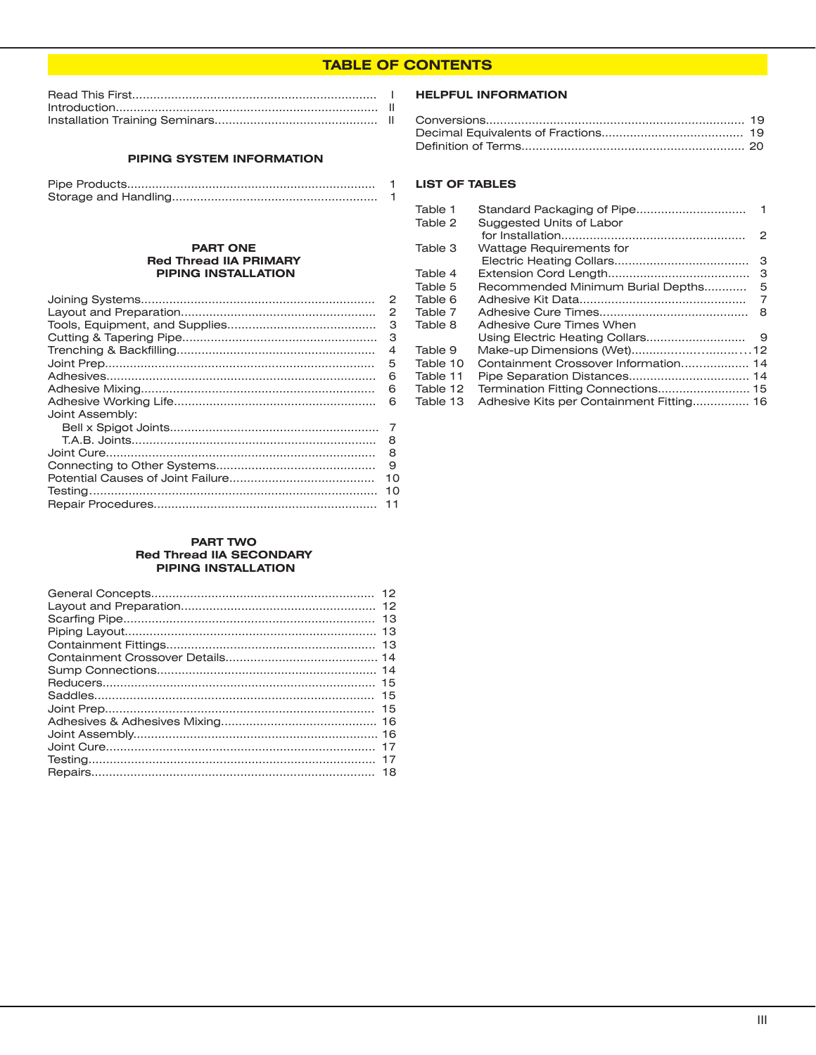# TABLE OF CONTENTS

| | |
|---|---|
| Read This First | I |
| Introduction | II |
| Installation Training Seminars | II |

## PIPING SYSTEM INFORMATION

| | |
|---|---|
| Pipe Products | 1 |
| Storage and Handling | 1 |

## PART ONE
## Red Thread IIA PRIMARY
## PIPING INSTALLATION

| | |
|---|---|
| Joining Systems | 2 |
| Layout and Preparation | 2 |
| Tools, Equipment, and Supplies | 3 |
| Cutting & Tapering Pipe | 3 |
| Trenching & Backfilling | 4 |
| Joint Prep | 5 |
| Adhesives | 6 |
| Adhesive Mixing | 6 |
| Adhesive Working Life | 6 |
| Joint Assembly: | |
| Bell x Spigot Joints | 7 |
| T.A.B. Joints | 8 |
| Joint Cure | 8 |
| Connecting to Other Systems | 9 |
| Potential Causes of Joint Failure | 10 |
| Testing | 10 |
| Repair Procedures | 11 |

## PART TWO
## Red Thread IIA SECONDARY
## PIPING INSTALLATION

| | |
|---|---|
| General Concepts | 12 |
| Layout and Preparation | 12 |
| Scarfing Pipe | 13 |
| Piping Layout | 13 |
| Containment Fittings | 13 |
| Containment Crossover Details | 14 |
| Sump Connections | 14 |
| Reducers | 15 |
| Saddles | 15 |
| Joint Prep | 15 |
| Adhesives & Adhesives Mixing | 16 |
| Joint Assembly | 16 |
| Joint Cure | 17 |
| Testing | 17 |
| Repairs | 18 |

## HELPFUL INFORMATION

| | |
|---|---|
| Conversions | 19 |
| Decimal Equivalents of Fractions | 19 |
| Definition of Terms | 20 |

## LIST OF TABLES

| | | |
|---|---|---|
| Table 1 | Standard Packaging of Pipe | 1 |
| Table 2 | Suggested Units of Labor for Installation | 2 |
| Table 3 | Wattage Requirements for Electric Heating Collars | 3 |
| Table 4 | Extension Cord Length | 3 |
| Table 5 | Recommended Minimum Burial Depths | 5 |
| Table 6 | Adhesive Kit Data | 7 |
| Table 7 | Adhesive Cure Times | 8 |
| Table 8 | Adhesive Cure Times When Using Electric Heating Collars | 9 |
| Table 9 | Make-up Dimensions (Wet) | 12 |
| Table 10 | Containment Crossover Information | 14 |
| Table 11 | Pipe Separation Distances | 14 |
| Table 12 | Termination Fitting Connections | 15 |
| Table 13 | Adhesive Kits per Containment Fitting | 16 |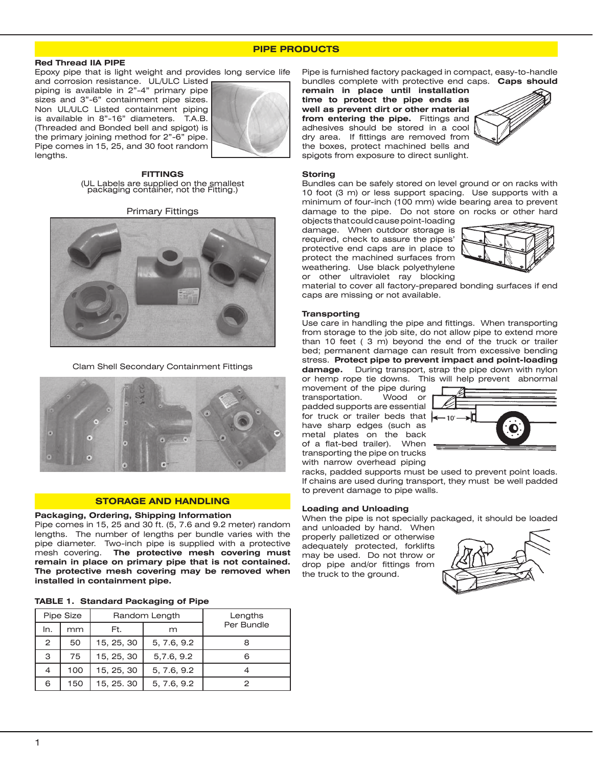## PIPE PRODUCTS

**Red Thread IIA PIPE**

Epoxy pipe that is light weight and provides long service life and corrosion resistance. UL/ULC Listed piping is available in 2"-4" primary pipe sizes and 3"-6" containment pipe sizes. Non UL/ULC Listed containment piping is available in 8"-16" diameters. T.A.B. (Threaded and Bonded bell and spigot) is the primary joining method for 2"-6" pipe. Pipe comes in 15, 25, and 30 foot random lengths.

**FITTINGS**

(UL Labels are supplied on the smallest packaging container, not the Fitting.)

Primary Fittings

Clam Shell Secondary Containment Fittings

## STORAGE AND HANDLING

**Packaging, Ordering, Shipping Information**

Pipe comes in 15, 25 and 30 ft. (5, 7.6 and 9.2 meter) random lengths. The number of lengths per bundle varies with the pipe diameter. Two-inch pipe is supplied with a protective mesh covering. **The protective mesh covering must remain in place on primary pipe that is not contained. The protective mesh covering may be removed when installed in containment pipe.**

**TABLE 1. Standard Packaging of Pipe**

| Pipe Size | | Random Length | | Lengths Per Bundle |
|---|---|---|---|---|
| In. | mm | Ft. | m | |
| 2 | 50 | 15, 25, 30 | 5, 7.6, 9.2 | 8 |
| 3 | 75 | 15, 25, 30 | 5,7.6, 9.2 | 6 |
| 4 | 100 | 15, 25, 30 | 5, 7.6, 9.2 | 4 |
| 6 | 150 | 15, 25. 30 | 5, 7.6, 9.2 | 2 |

Pipe is furnished factory packaged in compact, easy-to-handle bundles complete with protective end caps. **Caps should remain in place until installation time to protect the pipe ends as well as prevent dirt or other material from entering the pipe.** Fittings and adhesives should be stored in a cool dry area. If fittings are removed from the boxes, protect machined bells and spigots from exposure to direct sunlight.

**Storing**

Bundles can be safely stored on level ground or on racks with 10 foot (3 m) or less support spacing. Use supports with a minimum of four-inch (100 mm) wide bearing area to prevent damage to the pipe. Do not store on rocks or other hard objects that could cause point-loading damage. When outdoor storage is required, check to assure the pipes' protective end caps are in place to protect the machined surfaces from weathering. Use black polyethylene or other ultraviolet ray blocking material to cover all factory-prepared bonding surfaces if end caps are missing or not available.

**Transporting**

Use care in handling the pipe and fittings. When transporting from storage to the job site, do not allow pipe to extend more than 10 feet ( 3 m) beyond the end of the truck or trailer bed; permanent damage can result from excessive bending stress. **Protect pipe to prevent impact and point-loading damage.** During transport, strap the pipe down with nylon or hemp rope tie downs. This will help prevent abnormal movement of the pipe during transportation. Wood or padded supports are essential for truck or trailer beds that have sharp edges (such as metal plates on the back of a flat-bed trailer). When transporting the pipe on trucks with narrow overhead piping racks, padded supports must be used to prevent point loads. If chains are used during transport, they must be well padded to prevent damage to pipe walls.

10'

**Loading and Unloading**

When the pipe is not specially packaged, it should be loaded and unloaded by hand. When properly palletized or otherwise adequately protected, forklifts may be used. Do not throw or drop pipe and/or fittings from the truck to the ground.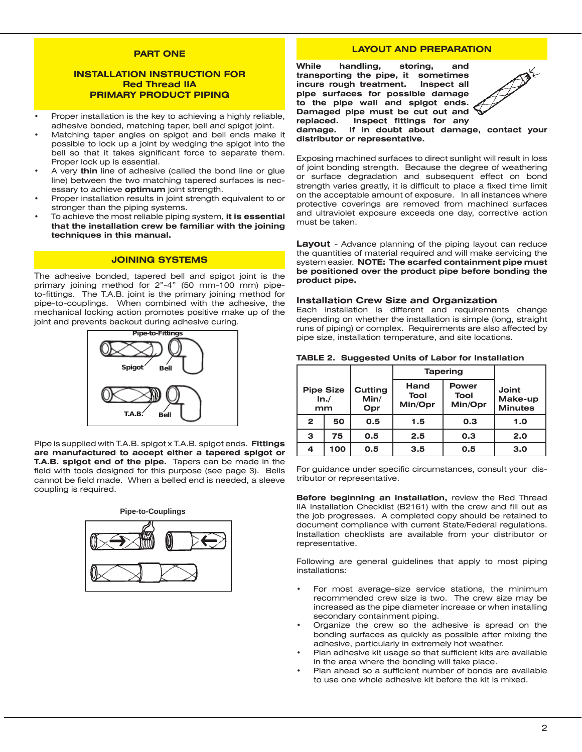## PART ONE

## INSTALLATION INSTRUCTION FOR Red Thread IIA PRIMARY PRODUCT PIPING

- Proper installation is the key to achieving a highly reliable, adhesive bonded, matching taper, bell and spigot joint.
- Matching taper angles on spigot and bell ends make it possible to lock up a joint by wedging the spigot into the bell so that it takes significant force to separate them. Proper lock up is essential.
- A very **thin** line of adhesive (called the bond line or glue line) between the two matching tapered surfaces is necessary to achieve **optimum** joint strength.
- Proper installation results in joint strength equivalent to or stronger than the piping systems.
- To achieve the most reliable piping system, **it is essential that the installation crew be familiar with the joining techniques in this manual.**

## JOINING SYSTEMS

The adhesive bonded, tapered bell and spigot joint is the primary joining method for 2"-4" (50 mm-100 mm) pipe-to-fittings. The T.A.B. joint is the primary joining method for pipe-to-couplings. When combined with the adhesive, the mechanical locking action promotes positive make up of the joint and prevents backout during adhesive curing.

Pipe-to-Fittings

Spigot Bell

T.A.B. Bell

Pipe is supplied with T.A.B. spigot x T.A.B. spigot ends. **Fittings are manufactured to accept either a tapered spigot or T.A.B. spigot end of the pipe.** Tapers can be made in the field with tools designed for this purpose (see page 3). Bells cannot be field made. When a belled end is needed, a sleeve coupling is required.

Pipe-to-Couplings

## LAYOUT AND PREPARATION

**While handling, storing, and transporting the pipe, it sometimes incurs rough treatment. Inspect all pipe surfaces for possible damage to the pipe wall and spigot ends. Damaged pipe must be cut out and replaced. Inspect fittings for any damage. If in doubt about damage, contact your distributor or representative.**

Exposing machined surfaces to direct sunlight will result in loss of joint bonding strength. Because the degree of weathering or surface degradation and subsequent effect on bond strength varies greatly, it is difficult to place a fixed time limit on the acceptable amount of exposure. In all instances where protective coverings are removed from machined surfaces and ultraviolet exposure exceeds one day, corrective action must be taken.

**Layout** - Advance planning of the piping layout can reduce the quantities of material required and will make servicing the system easier. **NOTE: The scarfed containment pipe must be positioned over the product pipe before bonding the product pipe.**

### Installation Crew Size and Organization

Each installation is different and requirements change depending on whether the installation is simple (long, straight runs of piping) or complex. Requirements are also affected by pipe size, installation temperature, and site locations.

**TABLE 2. Suggested Units of Labor for Installation**

| Pipe Size In./mm | | Cutting Min/Opr | Tapering | | Joint Make-up Minutes |
|---|---|---|---|---|---|
| | | | Hand Tool Min/Opr | Power Tool Min/Opr | |
| 2 | 50 | 0.5 | 1.5 | 0.3 | 1.0 |
| 3 | 75 | 0.5 | 2.5 | 0.3 | 2.0 |
| 4 | 100 | 0.5 | 3.5 | 0.5 | 3.0 |

For guidance under specific circumstances, consult your distributor or representative.

**Before beginning an installation,** review the Red Thread IIA Installation Checklist (B2161) with the crew and fill out as the job progresses. A completed copy should be retained to document compliance with current State/Federal regulations. Installation checklists are available from your distributor or representative.

Following are general guidelines that apply to most piping installations:

- For most average-size service stations, the minimum recommended crew size is two. The crew size may be increased as the pipe diameter increase or when installing secondary containment piping.
- Organize the crew so the adhesive is spread on the bonding surfaces as quickly as possible after mixing the adhesive, particularly in extremely hot weather.
- Plan adhesive kit usage so that sufficient kits are available in the area where the bonding will take place.
- Plan ahead so a sufficient number of bonds are available to use one whole adhesive kit before the kit is mixed.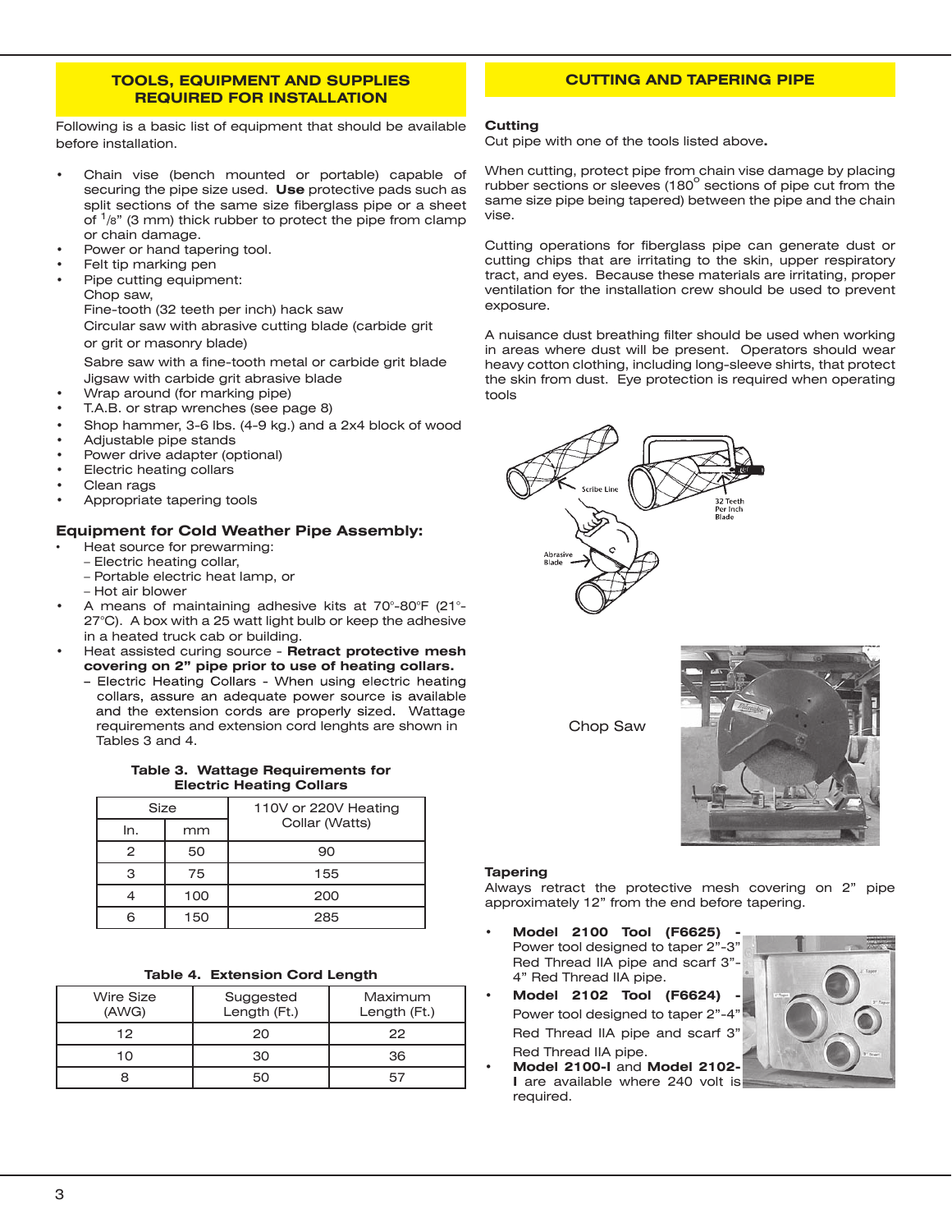## TOOLS, EQUIPMENT AND SUPPLIES REQUIRED FOR INSTALLATION

Following is a basic list of equipment that should be available before installation.

- Chain vise (bench mounted or portable) capable of securing the pipe size used. **Use** protective pads such as split sections of the same size fiberglass pipe or a sheet of 1/8" (3 mm) thick rubber to protect the pipe from clamp or chain damage.
- Power or hand tapering tool.
- Felt tip marking pen
- Pipe cutting equipment:
  Chop saw,
  Fine-tooth (32 teeth per inch) hack saw
  Circular saw with abrasive cutting blade (carbide grit or grit or masonry blade)
  Sabre saw with a fine-tooth metal or carbide grit blade
  Jigsaw with carbide grit abrasive blade
- Wrap around (for marking pipe)
- T.A.B. or strap wrenches (see page 8)
- Shop hammer, 3-6 lbs. (4-9 kg.) and a 2x4 block of wood
- Adjustable pipe stands
- Power drive adapter (optional)
- Electric heating collars
- Clean rags
- Appropriate tapering tools

### Equipment for Cold Weather Pipe Assembly:

- Heat source for prewarming:
  - Electric heating collar,
  - Portable electric heat lamp, or
  - Hot air blower
- A means of maintaining adhesive kits at 70°-80°F (21°-27°C). A box with a 25 watt light bulb or keep the adhesive in a heated truck cab or building.
- Heat assisted curing source - **Retract protective mesh covering on 2" pipe prior to use of heating collars.**
  - Electric Heating Collars - When using electric heating collars, assure an adequate power source is available and the extension cords are properly sized. Wattage requirements and extension cord lenghts are shown in Tables 3 and 4.

**Table 3. Wattage Requirements for Electric Heating Collars**

| Size | | 110V or 220V Heating Collar (Watts) |
|---|---|---|
| In. | mm | |
| 2 | 50 | 90 |
| 3 | 75 | 155 |
| 4 | 100 | 200 |
| 6 | 150 | 285 |

**Table 4. Extension Cord Length**

| Wire Size (AWG) | Suggested Length (Ft.) | Maximum Length (Ft.) |
|---|---|---|
| 12 | 20 | 22 |
| 10 | 30 | 36 |
| 8 | 50 | 57 |

## CUTTING AND TAPERING PIPE

**Cutting**

Cut pipe with one of the tools listed above**.**

When cutting, protect pipe from chain vise damage by placing rubber sections or sleeves (180° sections of pipe cut from the same size pipe being tapered) between the pipe and the chain vise.

Cutting operations for fiberglass pipe can generate dust or cutting chips that are irritating to the skin, upper respiratory tract, and eyes. Because these materials are irritating, proper ventilation for the installation crew should be used to prevent exposure.

A nuisance dust breathing filter should be used when working in areas where dust will be present. Operators should wear heavy cotton clothing, including long-sleeve shirts, that protect the skin from dust. Eye protection is required when operating tools

Scribe Line
32 Teeth Per Inch Blade
Abrasive Blade

Chop Saw

**Tapering**

Always retract the protective mesh covering on 2" pipe approximately 12" from the end before tapering.

- **Model 2100 Tool (F6625)** - Power tool designed to taper 2"-3" Red Thread IIA pipe and scarf 3"-4" Red Thread IIA pipe.
- **Model 2102 Tool (F6624)** - Power tool designed to taper 2"-4" Red Thread IIA pipe and scarf 3" Red Thread IIA pipe.
- **Model 2100-I** and **Model 2102-I** are available where 240 volt is required.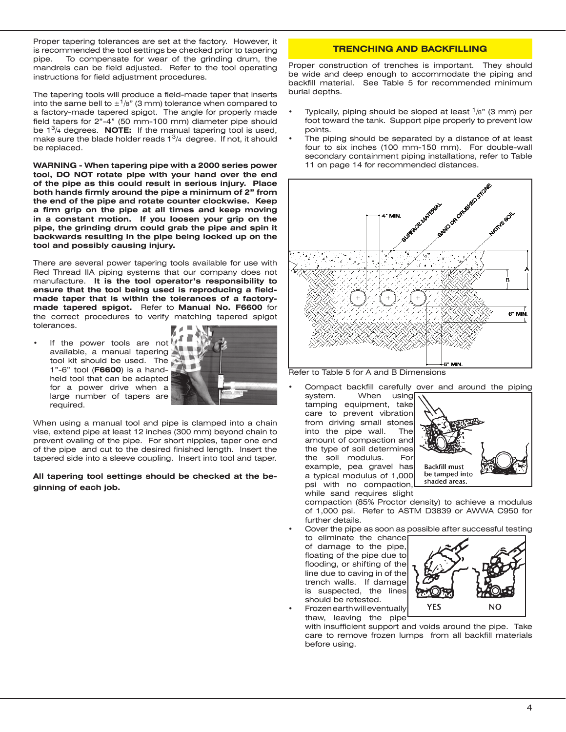Proper tapering tolerances are set at the factory. However, it is recommended the tool settings be checked prior to tapering pipe. To compensate for wear of the grinding drum, the mandrels can be field adjusted. Refer to the tool operating instructions for field adjustment procedures.

The tapering tools will produce a field-made taper that inserts into the same bell to ±1/8" (3 mm) tolerance when compared to a factory-made tapered spigot. The angle for properly made field tapers for 2"-4" (50 mm-100 mm) diameter pipe should be 1 3/4 degrees. **NOTE:** If the manual tapering tool is used, make sure the blade holder reads 1 3/4 degree. If not, it should be replaced.

**WARNING - When tapering pipe with a 2000 series power tool, DO NOT rotate pipe with your hand over the end of the pipe as this could result in serious injury. Place both hands firmly around the pipe a minimum of 2" from the end of the pipe and rotate counter clockwise. Keep a firm grip on the pipe at all times and keep moving in a constant motion. If you loosen your grip on the pipe, the grinding drum could grab the pipe and spin it backwards resulting in the pipe being locked up on the tool and possibly causing injury.**

There are several power tapering tools available for use with Red Thread IIA piping systems that our company does not manufacture. **It is the tool operator's responsibility to ensure that the tool being used is reproducing a field-made taper that is within the tolerances of a factory-made tapered spigot.** Refer to **Manual No. F6600** for the correct procedures to verify matching tapered spigot tolerances.

- If the power tools are not available, a manual tapering tool kit should be used. The 1"-6" tool (**F6600**) is a hand-held tool that can be adapted for a power drive when a large number of tapers are required.

When using a manual tool and pipe is clamped into a chain vise, extend pipe at least 12 inches (300 mm) beyond chain to prevent ovaling of the pipe. For short nipples, taper one end of the pipe and cut to the desired finished length. Insert the tapered side into a sleeve coupling. Insert into tool and taper.

**All tapering tool settings should be checked at the beginning of each job.**

## TRENCHING AND BACKFILLING

Proper construction of trenches is important. They should be wide and deep enough to accommodate the piping and backfill material. See Table 5 for recommended minimum burial depths.

- Typically, piping should be sloped at least 1/8" (3 mm) per foot toward the tank. Support pipe properly to prevent low points.
- The piping should be separated by a distance of at least four to six inches (100 mm-150 mm). For double-wall secondary containment piping installations, refer to Table 11 on page 14 for recommended distances.

Refer to Table 5 for A and B Dimensions

- Compact backfill carefully over and around the piping system. When using tamping equipment, take care to prevent vibration from driving small stones into the pipe wall. The amount of compaction and the type of soil determines the soil modulus. For example, pea gravel has a typical modulus of 1,000 psi with no compaction, while sand requires slight compaction (85% Proctor density) to achieve a modulus of 1,000 psi. Refer to ASTM D3839 or AWWA C950 for further details.
- Cover the pipe as soon as possible after successful testing to eliminate the chance of damage to the pipe, floating of the pipe due to flooding, or shifting of the line due to caving in of the trench walls. If damage is suspected, the lines should be retested.
- Frozen earth will eventually thaw, leaving the pipe with insufficient support and voids around the pipe. Take care to remove frozen lumps from all backfill materials before using.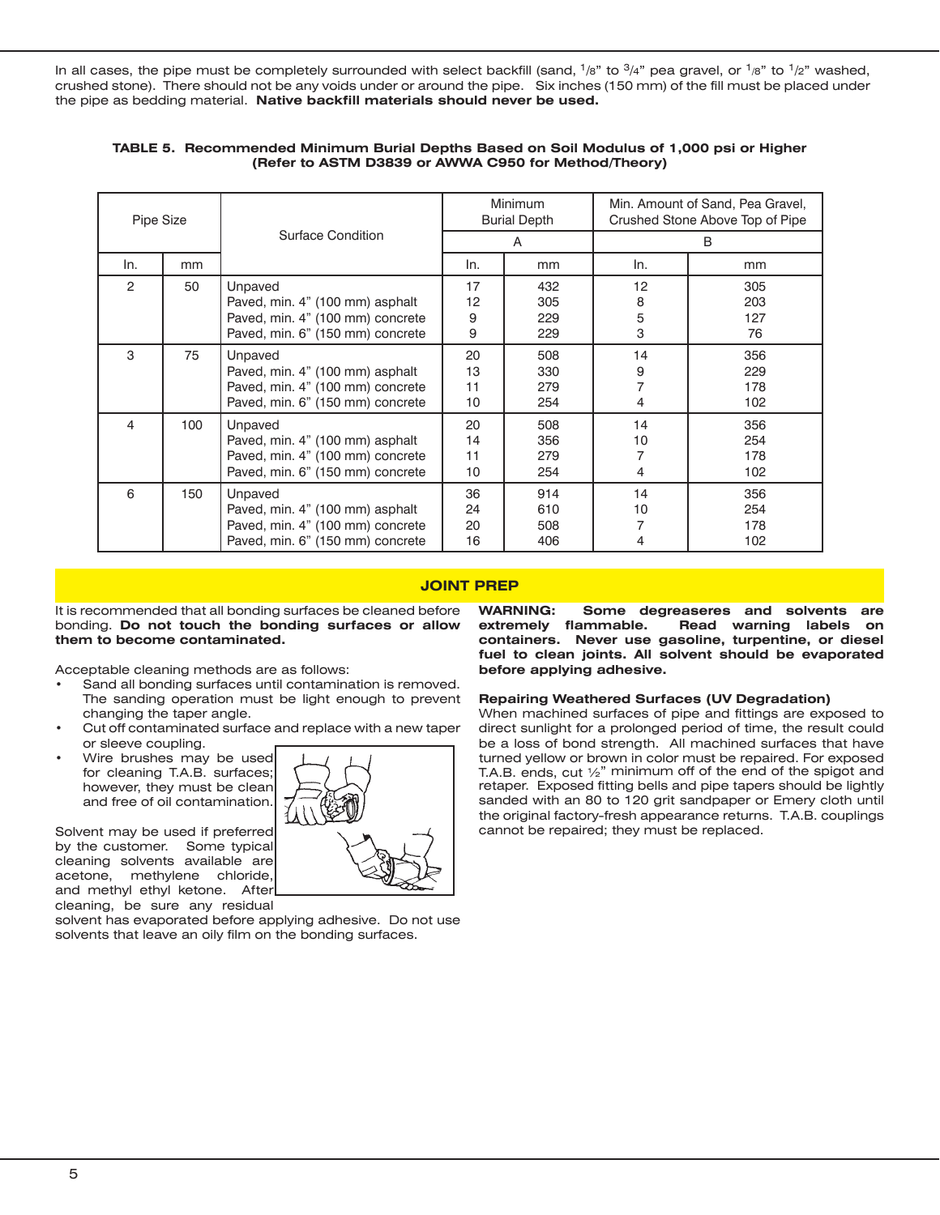In all cases, the pipe must be completely surrounded with select backfill (sand, 1/8" to 3/4" pea gravel, or 1/8" to 1/2" washed, crushed stone). There should not be any voids under or around the pipe. Six inches (150 mm) of the fill must be placed under the pipe as bedding material. **Native backfill materials should never be used.**

**TABLE 5. Recommended Minimum Burial Depths Based on Soil Modulus of 1,000 psi or Higher (Refer to ASTM D3839 or AWWA C950 for Method/Theory)**

| Pipe Size | | Surface Condition | Minimum Burial Depth A | | Min. Amount of Sand, Pea Gravel, Crushed Stone Above Top of Pipe B | |
|---|---|---|---|---|---|---|
| In. | mm | | In. | mm | In. | mm |
| 2 | 50 | Unpaved | 17 | 432 | 12 | 305 |
| | | Paved, min. 4" (100 mm) asphalt | 12 | 305 | 8 | 203 |
| | | Paved, min. 4" (100 mm) concrete | 9 | 229 | 5 | 127 |
| | | Paved, min. 6" (150 mm) concrete | 9 | 229 | 3 | 76 |
| 3 | 75 | Unpaved | 20 | 508 | 14 | 356 |
| | | Paved, min. 4" (100 mm) asphalt | 13 | 330 | 9 | 229 |
| | | Paved, min. 4" (100 mm) concrete | 11 | 279 | 7 | 178 |
| | | Paved, min. 6" (150 mm) concrete | 10 | 254 | 4 | 102 |
| 4 | 100 | Unpaved | 20 | 508 | 14 | 356 |
| | | Paved, min. 4" (100 mm) asphalt | 14 | 356 | 10 | 254 |
| | | Paved, min. 4" (100 mm) concrete | 11 | 279 | 7 | 178 |
| | | Paved, min. 6" (150 mm) concrete | 10 | 254 | 4 | 102 |
| 6 | 150 | Unpaved | 36 | 914 | 14 | 356 |
| | | Paved, min. 4" (100 mm) asphalt | 24 | 610 | 10 | 254 |
| | | Paved, min. 4" (100 mm) concrete | 20 | 508 | 7 | 178 |
| | | Paved, min. 6" (150 mm) concrete | 16 | 406 | 4 | 102 |

## JOINT PREP

It is recommended that all bonding surfaces be cleaned before bonding. **Do not touch the bonding surfaces or allow them to become contaminated.**

Acceptable cleaning methods are as follows:

- Sand all bonding surfaces until contamination is removed. The sanding operation must be light enough to prevent changing the taper angle.
- Cut off contaminated surface and replace with a new taper or sleeve coupling.
- Wire brushes may be used for cleaning T.A.B. surfaces; however, they must be clean and free of oil contamination.

Solvent may be used if preferred by the customer. Some typical cleaning solvents available are acetone, methylene chloride, and methyl ethyl ketone. After cleaning, be sure any residual solvent has evaporated before applying adhesive. Do not use solvents that leave an oily film on the bonding surfaces.

**WARNING: Some degreaseres and solvents are extremely flammable. Read warning labels on containers. Never use gasoline, turpentine, or diesel fuel to clean joints. All solvent should be evaporated before applying adhesive.**

**Repairing Weathered Surfaces (UV Degradation)**

When machined surfaces of pipe and fittings are exposed to direct sunlight for a prolonged period of time, the result could be a loss of bond strength. All machined surfaces that have turned yellow or brown in color must be repaired. For exposed T.A.B. ends, cut ½" minimum off of the end of the spigot and retaper. Exposed fitting bells and pipe tapers should be lightly sanded with an 80 to 120 grit sandpaper or Emery cloth until the original factory-fresh appearance returns. T.A.B. couplings cannot be repaired; they must be replaced.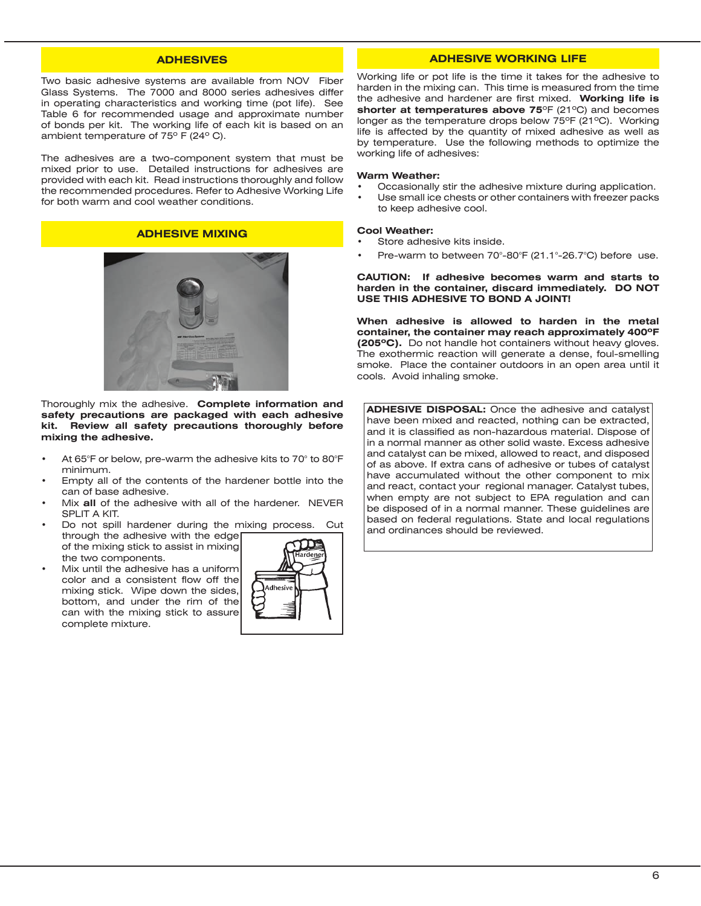## ADHESIVES

Two basic adhesive systems are available from NOV Fiber Glass Systems. The 7000 and 8000 series adhesives differ in operating characteristics and working time (pot life). See Table 6 for recommended usage and approximate number of bonds per kit. The working life of each kit is based on an ambient temperature of 75° F (24° C).

The adhesives are a two-component system that must be mixed prior to use. Detailed instructions for adhesives are provided with each kit. Read instructions thoroughly and follow the recommended procedures. Refer to Adhesive Working Life for both warm and cool weather conditions.

## ADHESIVE MIXING

Thoroughly mix the adhesive. **Complete information and safety precautions are packaged with each adhesive kit. Review all safety precautions thoroughly before mixing the adhesive.**

- At 65°F or below, pre-warm the adhesive kits to 70° to 80°F minimum.
- Empty all of the contents of the hardener bottle into the can of base adhesive.
- Mix **all** of the adhesive with all of the hardener. NEVER SPLIT A KIT.
- Do not spill hardener during the mixing process. Cut through the adhesive with the edge of the mixing stick to assist in mixing the two components.
- Mix until the adhesive has a uniform color and a consistent flow off the mixing stick. Wipe down the sides, bottom, and under the rim of the can with the mixing stick to assure complete mixture.

## ADHESIVE WORKING LIFE

Working life or pot life is the time it takes for the adhesive to harden in the mixing can. This time is measured from the time the adhesive and hardener are first mixed. **Working life is shorter at temperatures above 75**°F (21°C) and becomes longer as the temperature drops below 75°F (21°C). Working life is affected by the quantity of mixed adhesive as well as by temperature. Use the following methods to optimize the working life of adhesives:

**Warm Weather:**

- Occasionally stir the adhesive mixture during application.
- Use small ice chests or other containers with freezer packs to keep adhesive cool.

**Cool Weather:**

- Store adhesive kits inside.
- Pre-warm to between 70°-80°F (21.1°-26.7°C) before use.

**CAUTION: If adhesive becomes warm and starts to harden in the container, discard immediately. DO NOT USE THIS ADHESIVE TO BOND A JOINT!**

**When adhesive is allowed to harden in the metal container, the container may reach approximately 400°F (205°C).** Do not handle hot containers without heavy gloves. The exothermic reaction will generate a dense, foul-smelling smoke. Place the container outdoors in an open area until it cools. Avoid inhaling smoke.

**ADHESIVE DISPOSAL:** Once the adhesive and catalyst have been mixed and reacted, nothing can be extracted, and it is classified as non-hazardous material. Dispose of in a normal manner as other solid waste. Excess adhesive and catalyst can be mixed, allowed to react, and disposed of as above. If extra cans of adhesive or tubes of catalyst have accumulated without the other component to mix and react, contact your regional manager. Catalyst tubes, when empty are not subject to EPA regulation and can be disposed of in a normal manner. These guidelines are based on federal regulations. State and local regulations and ordinances should be reviewed.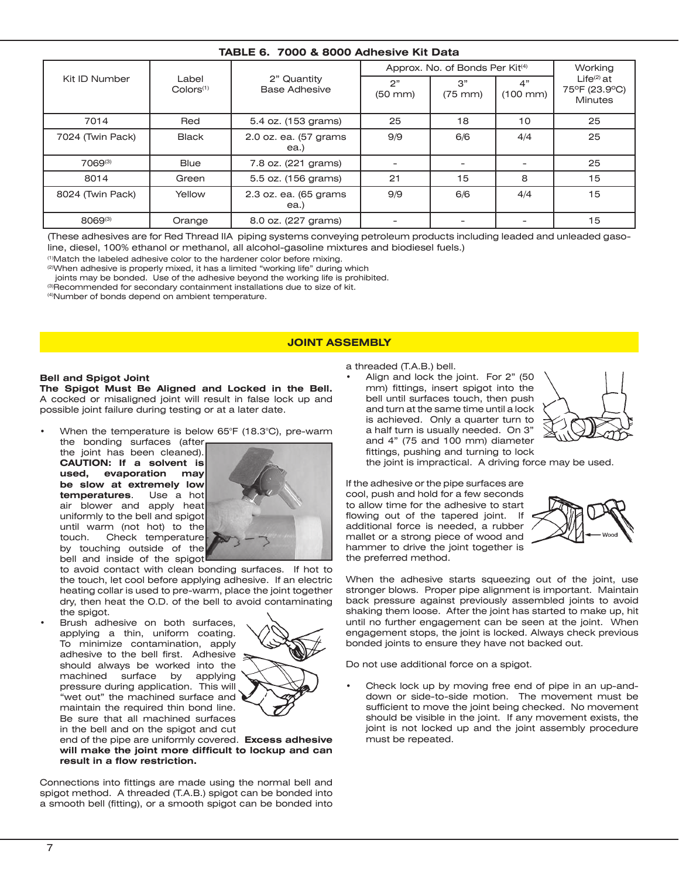**TABLE 6. 7000 & 8000 Adhesive Kit Data**

| Kit ID Number | Label Colors[1] | 2" Quantity Base Adhesive | Approx. No. of Bonds Per Kit[4] | | | Working Life[2] at 75°F (23.9°C) Minutes |
|---|---|---|---|---|---|---|
| | | | 2" (50 mm) | 3" (75 mm) | 4" (100 mm) | |
| 7014 | Red | 5.4 oz. (153 grams) | 25 | 18 | 10 | 25 |
| 7024 (Twin Pack) | Black | 2.0 oz. ea. (57 grams ea.) | 9/9 | 6/6 | 4/4 | 25 |
| 7069[3] | Blue | 7.8 oz. (221 grams) | - | - | - | 25 |
| 8014 | Green | 5.5 oz. (156 grams) | 21 | 15 | 8 | 15 |
| 8024 (Twin Pack) | Yellow | 2.3 oz. ea. (65 grams ea.) | 9/9 | 6/6 | 4/4 | 15 |
| 8069[3] | Orange | 8.0 oz. (227 grams) | - | - | - | 15 |

(These adhesives are for Red Thread IIA piping systems conveying petroleum products including leaded and unleaded gasoline, diesel, 100% ethanol or methanol, all alcohol-gasoline mixtures and biodiesel fuels.)

[1]Match the labeled adhesive color to the hardener color before mixing.
[2]When adhesive is properly mixed, it has a limited "working life" during which joints may be bonded. Use of the adhesive beyond the working life is prohibited.
[3]Recommended for secondary containment installations due to size of kit.
[4]Number of bonds depend on ambient temperature.

## JOINT ASSEMBLY

### Bell and Spigot Joint

**The Spigot Must Be Aligned and Locked in the Bell.** A cocked or misaligned joint will result in false lock up and possible joint failure during testing or at a later date.

- When the temperature is below 65°F (18.3°C), pre-warm the bonding surfaces (after the joint has been cleaned). **CAUTION: If a solvent is used, evaporation may be slow at extremely low temperatures**. Use a hot air blower and apply heat uniformly to the bell and spigot until warm (not hot) to the touch. Check temperature by touching outside of the bell and inside of the spigot to avoid contact with clean bonding surfaces. If hot to the touch, let cool before applying adhesive. If an electric heating collar is used to pre-warm, place the joint together dry, then heat the O.D. of the bell to avoid contaminating the spigot.
- Brush adhesive on both surfaces, applying a thin, uniform coating. To minimize contamination, apply adhesive to the bell first. Adhesive should always be worked into the machined surface by applying pressure during application. This will "wet out" the machined surface and maintain the required thin bond line. Be sure that all machined surfaces in the bell and on the spigot and cut end of the pipe are uniformly covered. **Excess adhesive will make the joint more difficult to lockup and can result in a flow restriction.**

Connections into fittings are made using the normal bell and spigot method. A threaded (T.A.B.) spigot can be bonded into a smooth bell (fitting), or a smooth spigot can be bonded into a threaded (T.A.B.) bell.

- Align and lock the joint. For 2" (50 mm) fittings, insert spigot into the bell until surfaces touch, then push and turn at the same time until a lock is achieved. Only a quarter turn to a half turn is usually needed. On 3" and 4" (75 and 100 mm) diameter fittings, pushing and turning to lock the joint is impractical. A driving force may be used.

If the adhesive or the pipe surfaces are cool, push and hold for a few seconds to allow time for the adhesive to start flowing out of the tapered joint. If additional force is needed, a rubber mallet or a strong piece of wood and hammer to drive the joint together is the preferred method.

When the adhesive starts squeezing out of the joint, use stronger blows. Proper pipe alignment is important. Maintain back pressure against previously assembled joints to avoid shaking them loose. After the joint has started to make up, hit until no further engagement can be seen at the joint. When engagement stops, the joint is locked. Always check previous bonded joints to ensure they have not backed out.

Do not use additional force on a spigot.

- Check lock up by moving free end of pipe in an up-and-down or side-to-side motion. The movement must be sufficient to move the joint being checked. No movement should be visible in the joint. If any movement exists, the joint is not locked up and the joint assembly procedure must be repeated.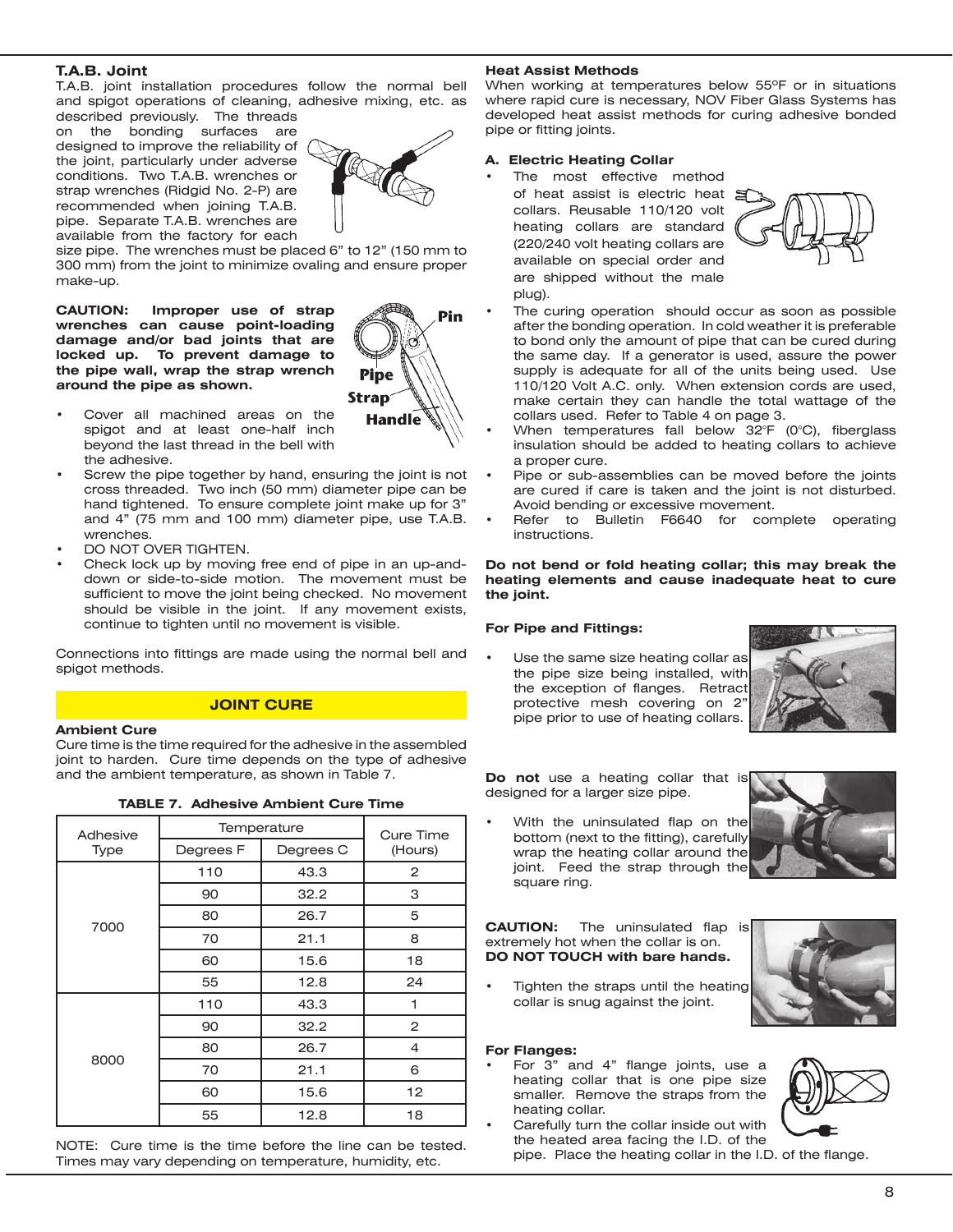### T.A.B. Joint

T.A.B. joint installation procedures follow the normal bell and spigot operations of cleaning, adhesive mixing, etc. as described previously. The threads on the bonding surfaces are designed to improve the reliability of the joint, particularly under adverse conditions. Two T.A.B. wrenches or strap wrenches (Ridgid No. 2-P) are recommended when joining T.A.B. pipe. Separate T.A.B. wrenches are available from the factory for each size pipe. The wrenches must be placed 6" to 12" (150 mm to 300 mm) from the joint to minimize ovaling and ensure proper make-up.

**CAUTION: Improper use of strap wrenches can cause point-loading damage and/or bad joints that are locked up. To prevent damage to the pipe wall, wrap the strap wrench around the pipe as shown.**

- Cover all machined areas on the spigot and at least one-half inch beyond the last thread in the bell with the adhesive.
- Screw the pipe together by hand, ensuring the joint is not cross threaded. Two inch (50 mm) diameter pipe can be hand tightened. To ensure complete joint make up for 3" and 4" (75 mm and 100 mm) diameter pipe, use T.A.B. wrenches.
- DO NOT OVER TIGHTEN.
- Check lock up by moving free end of pipe in an up-and-down or side-to-side motion. The movement must be sufficient to move the joint being checked. No movement should be visible in the joint. If any movement exists, continue to tighten until no movement is visible.

Connections into fittings are made using the normal bell and spigot methods.

## JOINT CURE

### Ambient Cure

Cure time is the time required for the adhesive in the assembled joint to harden. Cure time depends on the type of adhesive and the ambient temperature, as shown in Table 7.

**TABLE 7. Adhesive Ambient Cure Time**

| Adhesive Type | Temperature | | Cure Time (Hours) |
|---|---|---|---|
| | Degrees F | Degrees C | |
| 7000 | 110 | 43.3 | 2 |
| | 90 | 32.2 | 3 |
| | 80 | 26.7 | 5 |
| | 70 | 21.1 | 8 |
| | 60 | 15.6 | 18 |
| | 55 | 12.8 | 24 |
| 8000 | 110 | 43.3 | 1 |
| | 90 | 32.2 | 2 |
| | 80 | 26.7 | 4 |
| | 70 | 21.1 | 6 |
| | 60 | 15.6 | 12 |
| | 55 | 12.8 | 18 |

NOTE: Cure time is the time before the line can be tested. Times may vary depending on temperature, humidity, etc.

### Heat Assist Methods

When working at temperatures below 55ºF or in situations where rapid cure is necessary, NOV Fiber Glass Systems has developed heat assist methods for curing adhesive bonded pipe or fitting joints.

**A. Electric Heating Collar**

- The most effective method of heat assist is electric heat collars. Reusable 110/120 volt heating collars are standard (220/240 volt heating collars are available on special order and are shipped without the male plug).
- The curing operation should occur as soon as possible after the bonding operation. In cold weather it is preferable to bond only the amount of pipe that can be cured during the same day. If a generator is used, assure the power supply is adequate for all of the units being used. Use 110/120 Volt A.C. only. When extension cords are used, make certain they can handle the total wattage of the collars used. Refer to Table 4 on page 3.
- When temperatures fall below 32°F (0°C), fiberglass insulation should be added to heating collars to achieve a proper cure.
- Pipe or sub-assemblies can be moved before the joints are cured if care is taken and the joint is not disturbed. Avoid bending or excessive movement.
- Refer to Bulletin F6640 for complete operating instructions.

**Do not bend or fold heating collar; this may break the heating elements and cause inadequate heat to cure the joint.**

**For Pipe and Fittings:**

- Use the same size heating collar as the pipe size being installed, with the exception of flanges. Retract protective mesh covering on 2" pipe prior to use of heating collars.

**Do not** use a heating collar that is designed for a larger size pipe.

- With the uninsulated flap on the bottom (next to the fitting), carefully wrap the heating collar around the joint. Feed the strap through the square ring.

**CAUTION:** The uninsulated flap is extremely hot when the collar is on. **DO NOT TOUCH with bare hands.**

- Tighten the straps until the heating collar is snug against the joint.

**For Flanges:**

- For 3" and 4" flange joints, use a heating collar that is one pipe size smaller. Remove the straps from the heating collar.
- Carefully turn the collar inside out with the heated area facing the I.D. of the pipe. Place the heating collar in the I.D. of the flange.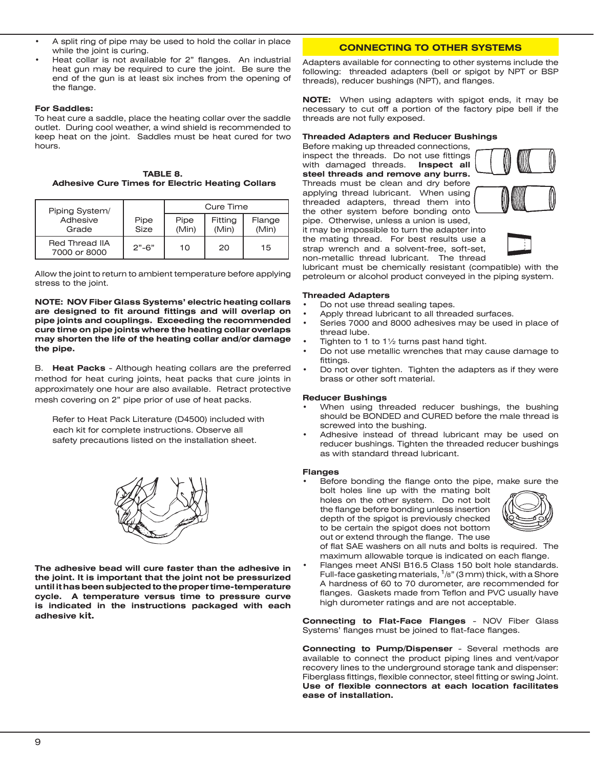- A split ring of pipe may be used to hold the collar in place while the joint is curing.
- Heat collar is not available for 2" flanges. An industrial heat gun may be required to cure the joint. Be sure the end of the gun is at least six inches from the opening of the flange.

**For Saddles:**
To heat cure a saddle, place the heating collar over the saddle outlet. During cool weather, a wind shield is recommended to keep heat on the joint. Saddles must be heat cured for two hours.

**TABLE 8.**
**Adhesive Cure Times for Electric Heating Collars**

| Piping System/ Adhesive Grade | Pipe Size | Cure Time | | |
|---|---|---|---|---|
| | | Pipe (Min) | Fitting (Min) | Flange (Min) |
| Red Thread IIA 7000 or 8000 | 2"-6" | 10 | 20 | 15 |

Allow the joint to return to ambient temperature before applying stress to the joint.

**NOTE: NOV Fiber Glass Systems' electric heating collars are designed to fit around fittings and will overlap on pipe joints and couplings. Exceeding the recommended cure time on pipe joints where the heating collar overlaps may shorten the life of the heating collar and/or damage the pipe.**

B. **Heat Packs** - Although heating collars are the preferred method for heat curing joints, heat packs that cure joints in approximately one hour are also available. Retract protective mesh covering on 2" pipe prior of use of heat packs.

Refer to Heat Pack Literature (D4500) included with each kit for complete instructions. Observe all safety precautions listed on the installation sheet.

**The adhesive bead will cure faster than the adhesive in the joint. It is important that the joint not be pressurized until it has been subjected to the proper time-temperature cycle. A temperature versus time to pressure curve is indicated in the instructions packaged with each adhesive kit.**

## CONNECTING TO OTHER SYSTEMS

Adapters available for connecting to other systems include the following: threaded adapters (bell or spigot by NPT or BSP threads), reducer bushings (NPT), and flanges.

**NOTE:** When using adapters with spigot ends, it may be necessary to cut off a portion of the factory pipe bell if the threads are not fully exposed.

**Threaded Adapters and Reducer Bushings**
Before making up threaded connections, inspect the threads. Do not use fittings with damaged threads. **Inspect all steel threads and remove any burrs.** Threads must be clean and dry before applying thread lubricant. When using threaded adapters, thread them into the other system before bonding onto pipe. Otherwise, unless a union is used, it may be impossible to turn the adapter into the mating thread. For best results use a strap wrench and a solvent-free, soft-set, non-metallic thread lubricant. The thread lubricant must be chemically resistant (compatible) with the petroleum or alcohol product conveyed in the piping system.

**Threaded Adapters**
- Do not use thread sealing tapes.
- Apply thread lubricant to all threaded surfaces.
- Series 7000 and 8000 adhesives may be used in place of thread lube.
- Tighten to 1 to 1½ turns past hand tight.
- Do not use metallic wrenches that may cause damage to fittings.
- Do not over tighten. Tighten the adapters as if they were brass or other soft material.

**Reducer Bushings**
- When using threaded reducer bushings, the bushing should be BONDED and CURED before the male thread is screwed into the bushing.
- Adhesive instead of thread lubricant may be used on reducer bushings. Tighten the threaded reducer bushings as with standard thread lubricant.

**Flanges**
- Before bonding the flange onto the pipe, make sure the bolt holes line up with the mating bolt holes on the other system. Do not bolt the flange before bonding unless insertion depth of the spigot is previously checked to be certain the spigot does not bottom out or extend through the flange. The use of flat SAE washers on all nuts and bolts is required. The maximum allowable torque is indicated on each flange.
- Flanges meet ANSI B16.5 Class 150 bolt hole standards. Full-face gasketing materials, 1/8" (3 mm) thick, with a Shore A hardness of 60 to 70 durometer, are recommended for flanges. Gaskets made from Teflon and PVC usually have high durometer ratings and are not acceptable.

**Connecting to Flat-Face Flanges** - NOV Fiber Glass Systems' flanges must be joined to flat-face flanges.

**Connecting to Pump/Dispenser** - Several methods are available to connect the product piping lines and vent/vapor recovery lines to the underground storage tank and dispenser: Fiberglass fittings, flexible connector, steel fitting or swing Joint. **Use of flexible connectors at each location facilitates ease of installation.**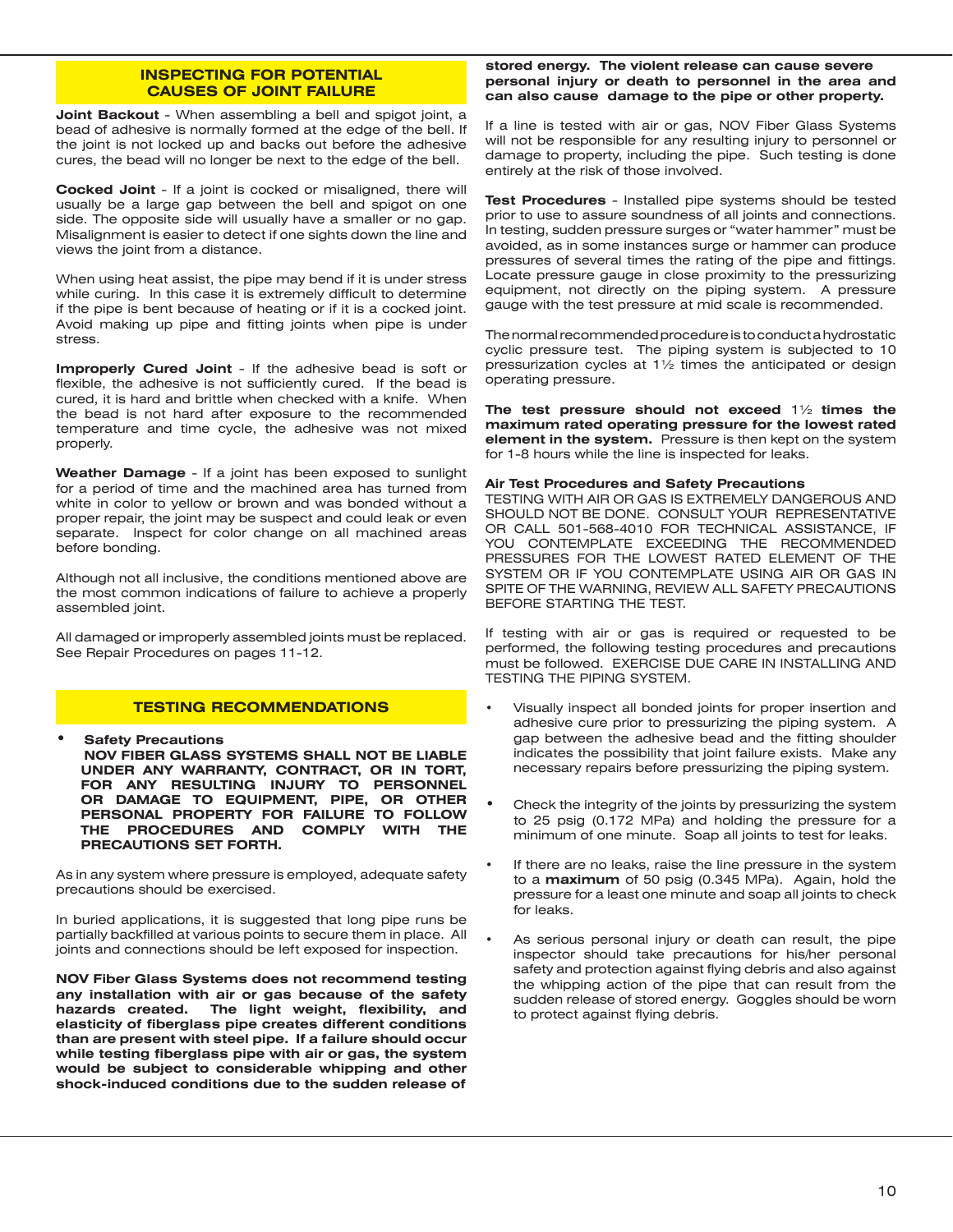## INSPECTING FOR POTENTIAL CAUSES OF JOINT FAILURE

**Joint Backout** - When assembling a bell and spigot joint, a bead of adhesive is normally formed at the edge of the bell. If the joint is not locked up and backs out before the adhesive cures, the bead will no longer be next to the edge of the bell.

**Cocked Joint** - If a joint is cocked or misaligned, there will usually be a large gap between the bell and spigot on one side. The opposite side will usually have a smaller or no gap. Misalignment is easier to detect if one sights down the line and views the joint from a distance.

When using heat assist, the pipe may bend if it is under stress while curing. In this case it is extremely difficult to determine if the pipe is bent because of heating or if it is a cocked joint. Avoid making up pipe and fitting joints when pipe is under stress.

**Improperly Cured Joint** - If the adhesive bead is soft or flexible, the adhesive is not sufficiently cured. If the bead is cured, it is hard and brittle when checked with a knife. When the bead is not hard after exposure to the recommended temperature and time cycle, the adhesive was not mixed properly.

**Weather Damage** - If a joint has been exposed to sunlight for a period of time and the machined area has turned from white in color to yellow or brown and was bonded without a proper repair, the joint may be suspect and could leak or even separate. Inspect for color change on all machined areas before bonding.

Although not all inclusive, the conditions mentioned above are the most common indications of failure to achieve a properly assembled joint.

All damaged or improperly assembled joints must be replaced. See Repair Procedures on pages 11-12.

## TESTING RECOMMENDATIONS

- **Safety Precautions**
  **NOV FIBER GLASS SYSTEMS SHALL NOT BE LIABLE UNDER ANY WARRANTY, CONTRACT, OR IN TORT, FOR ANY RESULTING INJURY TO PERSONNEL OR DAMAGE TO EQUIPMENT, PIPE, OR OTHER PERSONAL PROPERTY FOR FAILURE TO FOLLOW THE PROCEDURES AND COMPLY WITH THE PRECAUTIONS SET FORTH.**

As in any system where pressure is employed, adequate safety precautions should be exercised.

In buried applications, it is suggested that long pipe runs be partially backfilled at various points to secure them in place. All joints and connections should be left exposed for inspection.

**NOV Fiber Glass Systems does not recommend testing any installation with air or gas because of the safety hazards created. The light weight, flexibility, and elasticity of fiberglass pipe creates different conditions than are present with steel pipe. If a failure should occur while testing fiberglass pipe with air or gas, the system would be subject to considerable whipping and other shock-induced conditions due to the sudden release of stored energy. The violent release can cause severe personal injury or death to personnel in the area and can also cause damage to the pipe or other property.**

If a line is tested with air or gas, NOV Fiber Glass Systems will not be responsible for any resulting injury to personnel or damage to property, including the pipe. Such testing is done entirely at the risk of those involved.

**Test Procedures** - Installed pipe systems should be tested prior to use to assure soundness of all joints and connections. In testing, sudden pressure surges or "water hammer" must be avoided, as in some instances surge or hammer can produce pressures of several times the rating of the pipe and fittings. Locate pressure gauge in close proximity to the pressurizing equipment, not directly on the piping system. A pressure gauge with the test pressure at mid scale is recommended.

The normal recommended procedure is to conduct a hydrostatic cyclic pressure test. The piping system is subjected to 10 pressurization cycles at 1½ times the anticipated or design operating pressure.

**The test pressure should not exceed** 1½ **times the maximum rated operating pressure for the lowest rated element in the system.** Pressure is then kept on the system for 1-8 hours while the line is inspected for leaks.

**Air Test Procedures and Safety Precautions**

TESTING WITH AIR OR GAS IS EXTREMELY DANGEROUS AND SHOULD NOT BE DONE. CONSULT YOUR REPRESENTATIVE OR CALL 501-568-4010 FOR TECHNICAL ASSISTANCE, IF YOU CONTEMPLATE EXCEEDING THE RECOMMENDED PRESSURES FOR THE LOWEST RATED ELEMENT OF THE SYSTEM OR IF YOU CONTEMPLATE USING AIR OR GAS IN SPITE OF THE WARNING, REVIEW ALL SAFETY PRECAUTIONS BEFORE STARTING THE TEST.

If testing with air or gas is required or requested to be performed, the following testing procedures and precautions must be followed. EXERCISE DUE CARE IN INSTALLING AND TESTING THE PIPING SYSTEM.

- Visually inspect all bonded joints for proper insertion and adhesive cure prior to pressurizing the piping system. A gap between the adhesive bead and the fitting shoulder indicates the possibility that joint failure exists. Make any necessary repairs before pressurizing the piping system.
- Check the integrity of the joints by pressurizing the system to 25 psig (0.172 MPa) and holding the pressure for a minimum of one minute. Soap all joints to test for leaks.
- If there are no leaks, raise the line pressure in the system to a **maximum** of 50 psig (0.345 MPa). Again, hold the pressure for a least one minute and soap all joints to check for leaks.
- As serious personal injury or death can result, the pipe inspector should take precautions for his/her personal safety and protection against flying debris and also against the whipping action of the pipe that can result from the sudden release of stored energy. Goggles should be worn to protect against flying debris.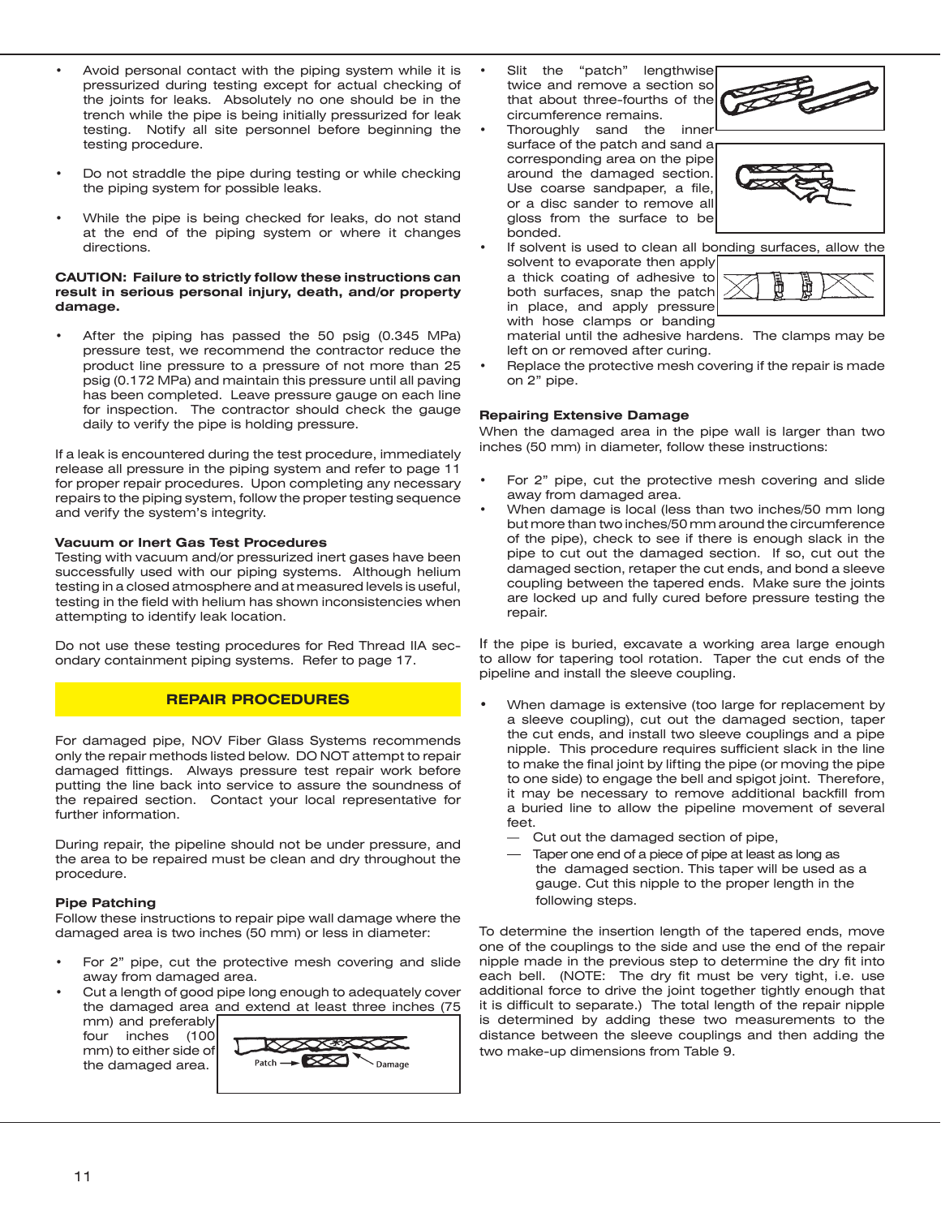- Avoid personal contact with the piping system while it is pressurized during testing except for actual checking of the joints for leaks. Absolutely no one should be in the trench while the pipe is being initially pressurized for leak testing. Notify all site personnel before beginning the testing procedure.

- Do not straddle the pipe during testing or while checking the piping system for possible leaks.

- While the pipe is being checked for leaks, do not stand at the end of the piping system or where it changes directions.

**CAUTION: Failure to strictly follow these instructions can result in serious personal injury, death, and/or property damage.**

- After the piping has passed the 50 psig (0.345 MPa) pressure test, we recommend the contractor reduce the product line pressure to a pressure of not more than 25 psig (0.172 MPa) and maintain this pressure until all paving has been completed. Leave pressure gauge on each line for inspection. The contractor should check the gauge daily to verify the pipe is holding pressure.

If a leak is encountered during the test procedure, immediately release all pressure in the piping system and refer to page 11 for proper repair procedures. Upon completing any necessary repairs to the piping system, follow the proper testing sequence and verify the system's integrity.

**Vacuum or Inert Gas Test Procedures**

Testing with vacuum and/or pressurized inert gases have been successfully used with our piping systems. Although helium testing in a closed atmosphere and at measured levels is useful, testing in the field with helium has shown inconsistencies when attempting to identify leak location.

Do not use these testing procedures for Red Thread IIA secondary containment piping systems. Refer to page 17.

## REPAIR PROCEDURES

For damaged pipe, NOV Fiber Glass Systems recommends only the repair methods listed below. DO NOT attempt to repair damaged fittings. Always pressure test repair work before putting the line back into service to assure the soundness of the repaired section. Contact your local representative for further information.

During repair, the pipeline should not be under pressure, and the area to be repaired must be clean and dry throughout the procedure.

**Pipe Patching**

Follow these instructions to repair pipe wall damage where the damaged area is two inches (50 mm) or less in diameter:

- For 2" pipe, cut the protective mesh covering and slide away from damaged area.
- Cut a length of good pipe long enough to adequately cover the damaged area and extend at least three inches (75 mm) and preferably four inches (100 mm) to either side of the damaged area.

Patch → Damage

- Slit the "patch" lengthwise twice and remove a section so that about three-fourths of the circumference remains.
- Thoroughly sand the inner surface of the patch and sand a corresponding area on the pipe around the damaged section. Use coarse sandpaper, a file, or a disc sander to remove all gloss from the surface to be bonded.
- If solvent is used to clean all bonding surfaces, allow the solvent to evaporate then apply a thick coating of adhesive to both surfaces, snap the patch in place, and apply pressure with hose clamps or banding material until the adhesive hardens. The clamps may be left on or removed after curing.
- Replace the protective mesh covering if the repair is made on 2" pipe.

**Repairing Extensive Damage**

When the damaged area in the pipe wall is larger than two inches (50 mm) in diameter, follow these instructions:

- For 2" pipe, cut the protective mesh covering and slide away from damaged area.
- When damage is local (less than two inches/50 mm long but more than two inches/50 mm around the circumference of the pipe), check to see if there is enough slack in the pipe to cut out the damaged section. If so, cut out the damaged section, retaper the cut ends, and bond a sleeve coupling between the tapered ends. Make sure the joints are locked up and fully cured before pressure testing the repair.

If the pipe is buried, excavate a working area large enough to allow for tapering tool rotation. Taper the cut ends of the pipeline and install the sleeve coupling.

- When damage is extensive (too large for replacement by a sleeve coupling), cut out the damaged section, taper the cut ends, and install two sleeve couplings and a pipe nipple. This procedure requires sufficient slack in the line to make the final joint by lifting the pipe (or moving the pipe to one side) to engage the bell and spigot joint. Therefore, it may be necessary to remove additional backfill from a buried line to allow the pipeline movement of several feet.
  - Cut out the damaged section of pipe,
  - Taper one end of a piece of pipe at least as long as the damaged section. This taper will be used as a gauge. Cut this nipple to the proper length in the following steps.

To determine the insertion length of the tapered ends, move one of the couplings to the side and use the end of the repair nipple made in the previous step to determine the dry fit into each bell. (NOTE: The dry fit must be very tight, i.e. use additional force to drive the joint together tightly enough that it is difficult to separate.) The total length of the repair nipple is determined by adding these two measurements to the distance between the sleeve couplings and then adding the two make-up dimensions from Table 9.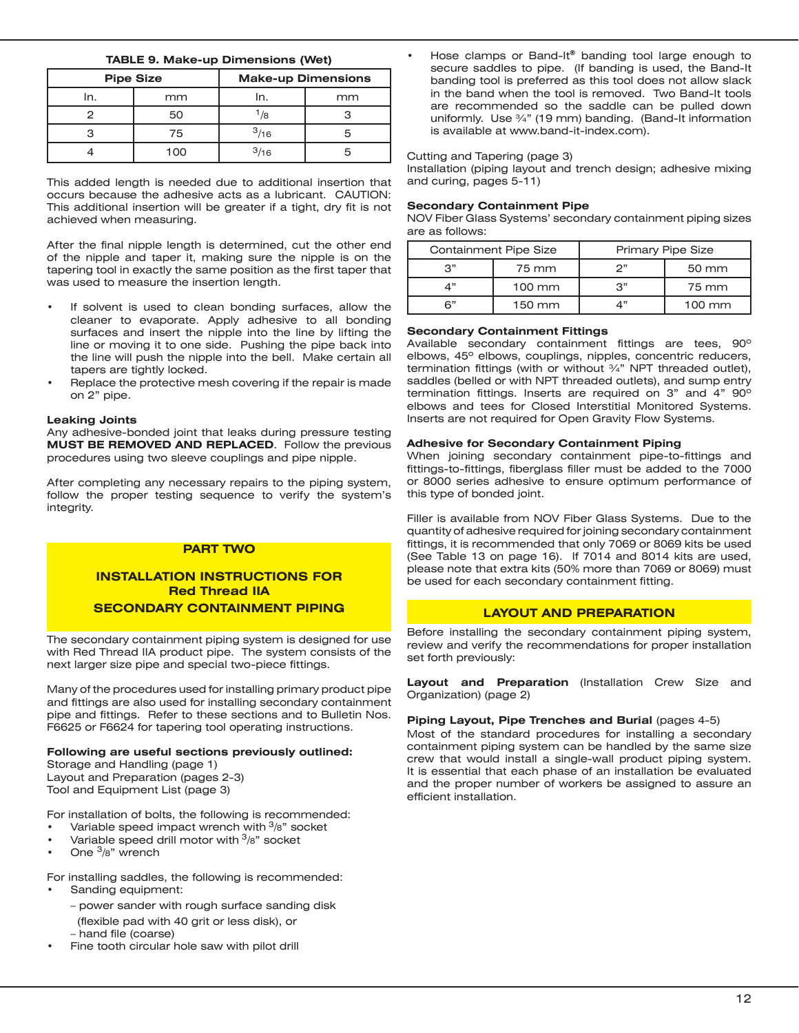**TABLE 9. Make-up Dimensions (Wet)**

| Pipe Size | | Make-up Dimensions | |
|---|---|---|---|
| In. | mm | In. | mm |
| 2 | 50 | 1/8 | 3 |
| 3 | 75 | 3/16 | 5 |
| 4 | 100 | 3/16 | 5 |

This added length is needed due to additional insertion that occurs because the adhesive acts as a lubricant. CAUTION: This additional insertion will be greater if a tight, dry fit is not achieved when measuring.

After the final nipple length is determined, cut the other end of the nipple and taper it, making sure the nipple is on the tapering tool in exactly the same position as the first taper that was used to measure the insertion length.

- If solvent is used to clean bonding surfaces, allow the cleaner to evaporate. Apply adhesive to all bonding surfaces and insert the nipple into the line by lifting the line or moving it to one side. Pushing the pipe back into the line will push the nipple into the bell. Make certain all tapers are tightly locked.
- Replace the protective mesh covering if the repair is made on 2" pipe.

**Leaking Joints**

Any adhesive-bonded joint that leaks during pressure testing **MUST BE REMOVED AND REPLACED**. Follow the previous procedures using two sleeve couplings and pipe nipple.

After completing any necessary repairs to the piping system, follow the proper testing sequence to verify the system's integrity.

## PART TWO

## INSTALLATION INSTRUCTIONS FOR Red Thread IIA SECONDARY CONTAINMENT PIPING

The secondary containment piping system is designed for use with Red Thread IIA product pipe. The system consists of the next larger size pipe and special two-piece fittings.

Many of the procedures used for installing primary product pipe and fittings are also used for installing secondary containment pipe and fittings. Refer to these sections and to Bulletin Nos. F6625 or F6624 for tapering tool operating instructions.

**Following are useful sections previously outlined:**

Storage and Handling (page 1)
Layout and Preparation (pages 2-3)
Tool and Equipment List (page 3)

For installation of bolts, the following is recommended:

- Variable speed impact wrench with 3/8" socket
- Variable speed drill motor with 3/8" socket
- One 3/8" wrench

For installing saddles, the following is recommended:

- Sanding equipment:
  - power sander with rough surface sanding disk (flexible pad with 40 grit or less disk), or
  - hand file (coarse)
- Fine tooth circular hole saw with pilot drill
- Hose clamps or Band-It® banding tool large enough to secure saddles to pipe. (If banding is used, the Band-It banding tool is preferred as this tool does not allow slack in the band when the tool is removed. Two Band-It tools are recommended so the saddle can be pulled down uniformly. Use ¾" (19 mm) banding. (Band-It information is available at www.band-it-index.com).

Cutting and Tapering (page 3)
Installation (piping layout and trench design; adhesive mixing and curing, pages 5-11)

**Secondary Containment Pipe**

NOV Fiber Glass Systems' secondary containment piping sizes are as follows:

| Containment Pipe Size | | Primary Pipe Size | |
|---|---|---|---|
| 3" | 75 mm | 2" | 50 mm |
| 4" | 100 mm | 3" | 75 mm |
| 6" | 150 mm | 4" | 100 mm |

**Secondary Containment Fittings**

Available secondary containment fittings are tees, 90° elbows, 45° elbows, couplings, nipples, concentric reducers, termination fittings (with or without ¾" NPT threaded outlet), saddles (belled or with NPT threaded outlets), and sump entry termination fittings. Inserts are required on 3" and 4" 90° elbows and tees for Closed Interstitial Monitored Systems. Inserts are not required for Open Gravity Flow Systems.

**Adhesive for Secondary Containment Piping**

When joining secondary containment pipe-to-fittings and fittings-to-fittings, fiberglass filler must be added to the 7000 or 8000 series adhesive to ensure optimum performance of this type of bonded joint.

Filler is available from NOV Fiber Glass Systems. Due to the quantity of adhesive required for joining secondary containment fittings, it is recommended that only 7069 or 8069 kits be used (See Table 13 on page 16). If 7014 and 8014 kits are used, please note that extra kits (50% more than 7069 or 8069) must be used for each secondary containment fitting.

## LAYOUT AND PREPARATION

Before installing the secondary containment piping system, review and verify the recommendations for proper installation set forth previously:

**Layout and Preparation** (Installation Crew Size and Organization) (page 2)

**Piping Layout, Pipe Trenches and Burial** (pages 4-5)

Most of the standard procedures for installing a secondary containment piping system can be handled by the same size crew that would install a single-wall product piping system. It is essential that each phase of an installation be evaluated and the proper number of workers be assigned to assure an efficient installation.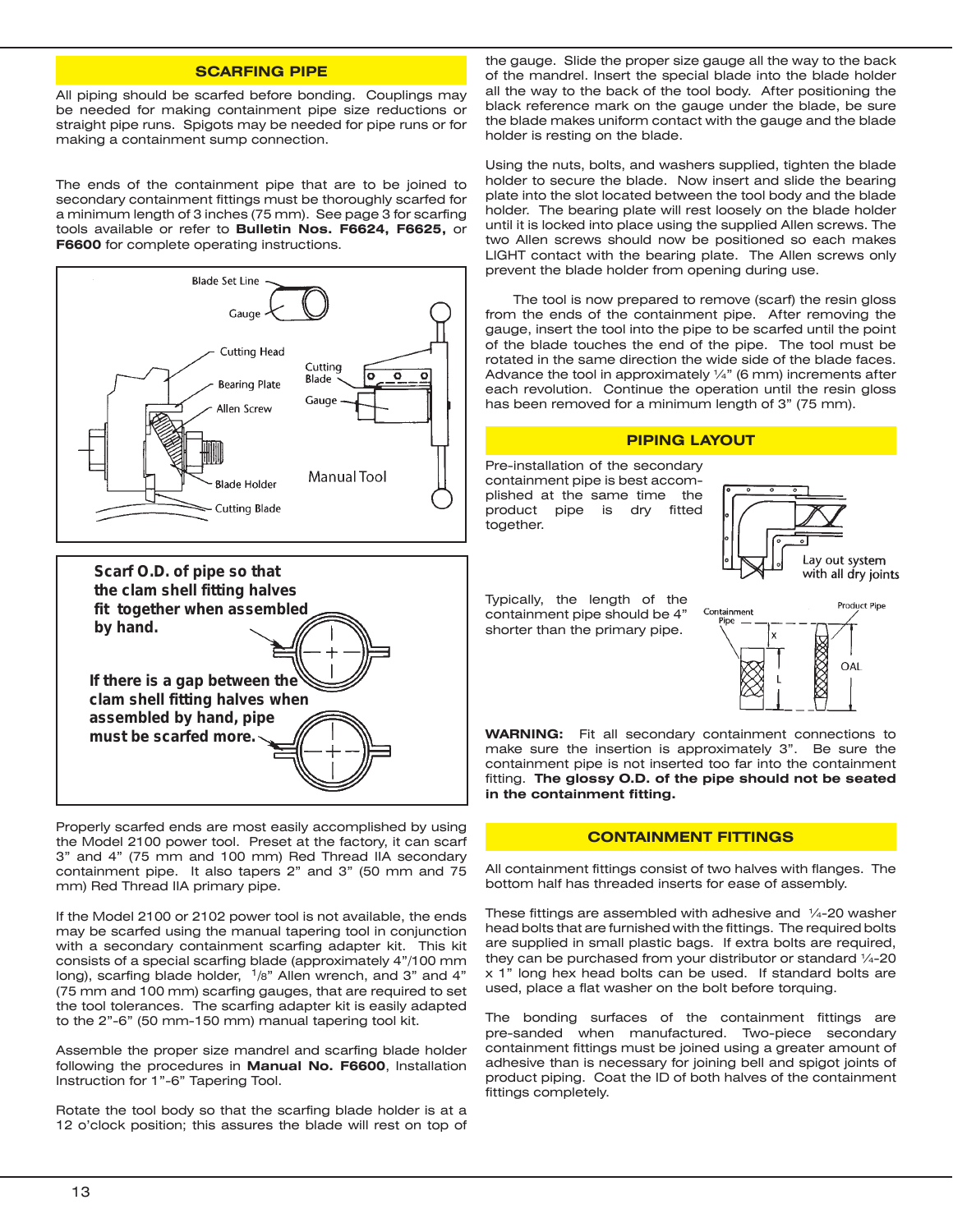## SCARFING PIPE

All piping should be scarfed before bonding. Couplings may be needed for making containment pipe size reductions or straight pipe runs. Spigots may be needed for pipe runs or for making a containment sump connection.

The ends of the containment pipe that are to be joined to secondary containment fittings must be thoroughly scarfed for a minimum length of 3 inches (75 mm). See page 3 for scarfing tools available or refer to **Bulletin Nos. F6624, F6625,** or **F6600** for complete operating instructions.

Blade Set Line
Gauge
Cutting Head
Bearing Plate
Allen Screw
Blade Holder
Cutting Blade
Cutting Blade
Gauge
Manual Tool

**Scarf O.D. of pipe so that the clam shell fitting halves fit together when assembled by hand.**

**If there is a gap between the clam shell fitting halves when assembled by hand, pipe must be scarfed more.**

Properly scarfed ends are most easily accomplished by using the Model 2100 power tool. Preset at the factory, it can scarf 3" and 4" (75 mm and 100 mm) Red Thread IIA secondary containment pipe. It also tapers 2" and 3" (50 mm and 75 mm) Red Thread IIA primary pipe.

If the Model 2100 or 2102 power tool is not available, the ends may be scarfed using the manual tapering tool in conjunction with a secondary containment scarfing adapter kit. This kit consists of a special scarfing blade (approximately 4"/100 mm long), scarfing blade holder, 1/8" Allen wrench, and 3" and 4" (75 mm and 100 mm) scarfing gauges, that are required to set the tool tolerances. The scarfing adapter kit is easily adapted to the 2"-6" (50 mm-150 mm) manual tapering tool kit.

Assemble the proper size mandrel and scarfing blade holder following the procedures in **Manual No. F6600**, Installation Instruction for 1"-6" Tapering Tool.

Rotate the tool body so that the scarfing blade holder is at a 12 o'clock position; this assures the blade will rest on top of the gauge. Slide the proper size gauge all the way to the back of the mandrel. Insert the special blade into the blade holder all the way to the back of the tool body. After positioning the black reference mark on the gauge under the blade, be sure the blade makes uniform contact with the gauge and the blade holder is resting on the blade.

Using the nuts, bolts, and washers supplied, tighten the blade holder to secure the blade. Now insert and slide the bearing plate into the slot located between the tool body and the blade holder. The bearing plate will rest loosely on the blade holder until it is locked into place using the supplied Allen screws. The two Allen screws should now be positioned so each makes LIGHT contact with the bearing plate. The Allen screws only prevent the blade holder from opening during use.

The tool is now prepared to remove (scarf) the resin gloss from the ends of the containment pipe. After removing the gauge, insert the tool into the pipe to be scarfed until the point of the blade touches the end of the pipe. The tool must be rotated in the same direction the wide side of the blade faces. Advance the tool in approximately ¼" (6 mm) increments after each revolution. Continue the operation until the resin gloss has been removed for a minimum length of 3" (75 mm).

## PIPING LAYOUT

Pre-installation of the secondary containment pipe is best accomplished at the same time the product pipe is dry fitted together.

Lay out system with all dry joints

Typically, the length of the containment pipe should be 4" shorter than the primary pipe.

Containment Pipe
Product Pipe
X
L
OAL

**WARNING:** Fit all secondary containment connections to make sure the insertion is approximately 3". Be sure the containment pipe is not inserted too far into the containment fitting. **The glossy O.D. of the pipe should not be seated in the containment fitting.**

## CONTAINMENT FITTINGS

All containment fittings consist of two halves with flanges. The bottom half has threaded inserts for ease of assembly.

These fittings are assembled with adhesive and ¼-20 washer head bolts that are furnished with the fittings. The required bolts are supplied in small plastic bags. If extra bolts are required, they can be purchased from your distributor or standard ¼-20 x 1" long hex head bolts can be used. If standard bolts are used, place a flat washer on the bolt before torquing.

The bonding surfaces of the containment fittings are pre-sanded when manufactured. Two-piece secondary containment fittings must be joined using a greater amount of adhesive than is necessary for joining bell and spigot joints of product piping. Coat the ID of both halves of the containment fittings completely.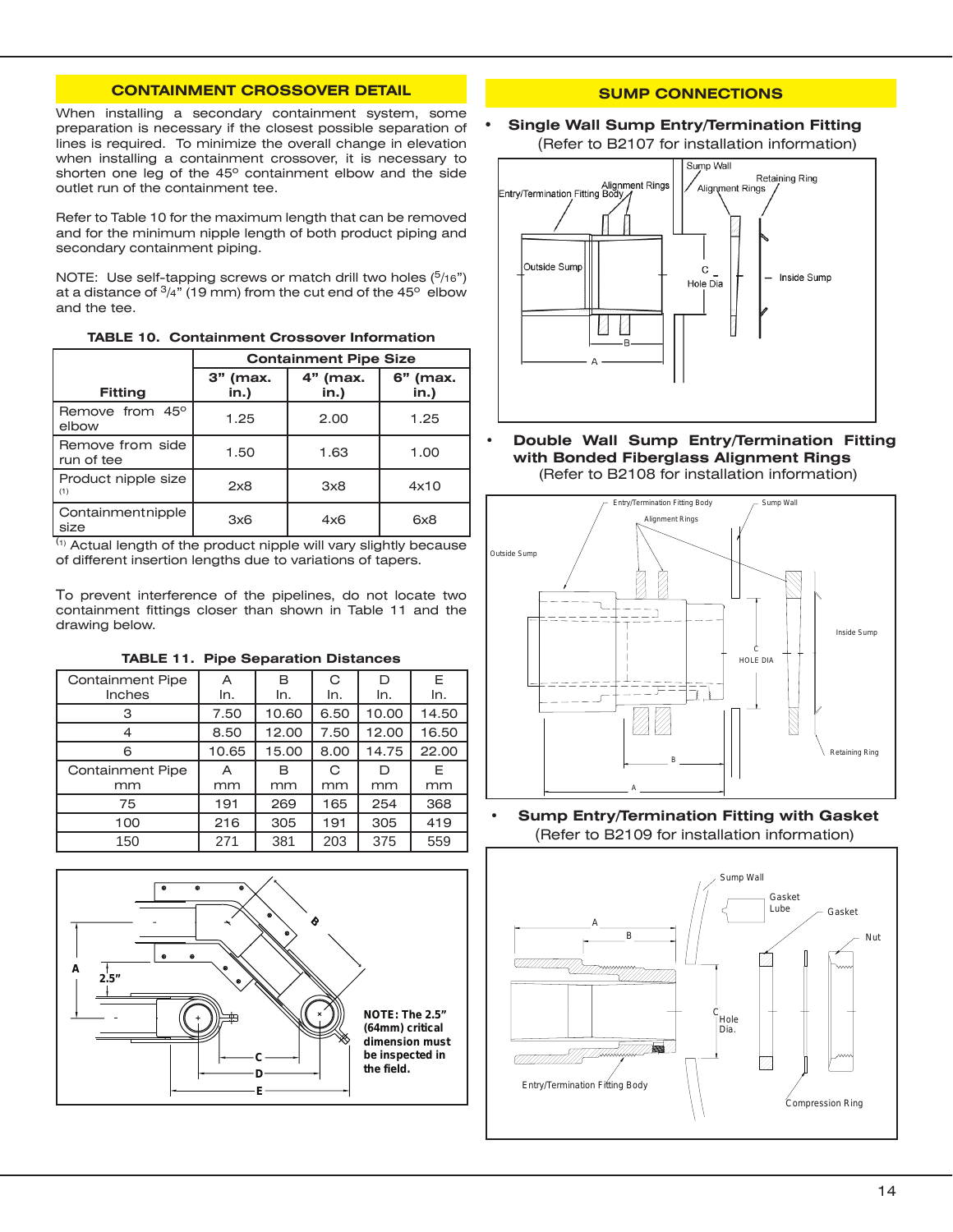## CONTAINMENT CROSSOVER DETAIL

When installing a secondary containment system, some preparation is necessary if the closest possible separation of lines is required. To minimize the overall change in elevation when installing a containment crossover, it is necessary to shorten one leg of the 45° containment elbow and the side outlet run of the containment tee.

Refer to Table 10 for the maximum length that can be removed and for the minimum nipple length of both product piping and secondary containment piping.

NOTE: Use self-tapping screws or match drill two holes (5/16") at a distance of 3/4" (19 mm) from the cut end of the 45° elbow and the tee.

**TABLE 10. Containment Crossover Information**

| Fitting | Containment Pipe Size | | |
|---|---|---|---|
| | 3" (max. in.) | 4" (max. in.) | 6" (max. in.) |
| Remove from 45° elbow | 1.25 | 2.00 | 1.25 |
| Remove from side run of tee | 1.50 | 1.63 | 1.00 |
| Product nipple size [1] | 2x8 | 3x8 | 4x10 |
| Containmentnipple size | 3x6 | 4x6 | 6x8 |

[1] Actual length of the product nipple will vary slightly because of different insertion lengths due to variations of tapers.

To prevent interference of the pipelines, do not locate two containment fittings closer than shown in Table 11 and the drawing below.

**TABLE 11. Pipe Separation Distances**

| Containment Pipe Inches | A In. | B In. | C In. | D In. | E In. |
|---|---|---|---|---|---|
| 3 | 7.50 | 10.60 | 6.50 | 10.00 | 14.50 |
| 4 | 8.50 | 12.00 | 7.50 | 12.00 | 16.50 |
| 6 | 10.65 | 15.00 | 8.00 | 14.75 | 22.00 |
| **Containment Pipe mm** | **A mm** | **B mm** | **C mm** | **D mm** | **E mm** |
| 75 | 191 | 269 | 165 | 254 | 368 |
| 100 | 216 | 305 | 191 | 305 | 419 |
| 150 | 271 | 381 | 203 | 375 | 559 |

**NOTE: The 2.5" (64mm) critical dimension must be inspected in the field.**

## SUMP CONNECTIONS

- **Single Wall Sump Entry/Termination Fitting**
  (Refer to B2107 for installation information)

- **Double Wall Sump Entry/Termination Fitting with Bonded Fiberglass Alignment Rings**
  (Refer to B2108 for installation information)

- **Sump Entry/Termination Fitting with Gasket**
  (Refer to B2109 for installation information)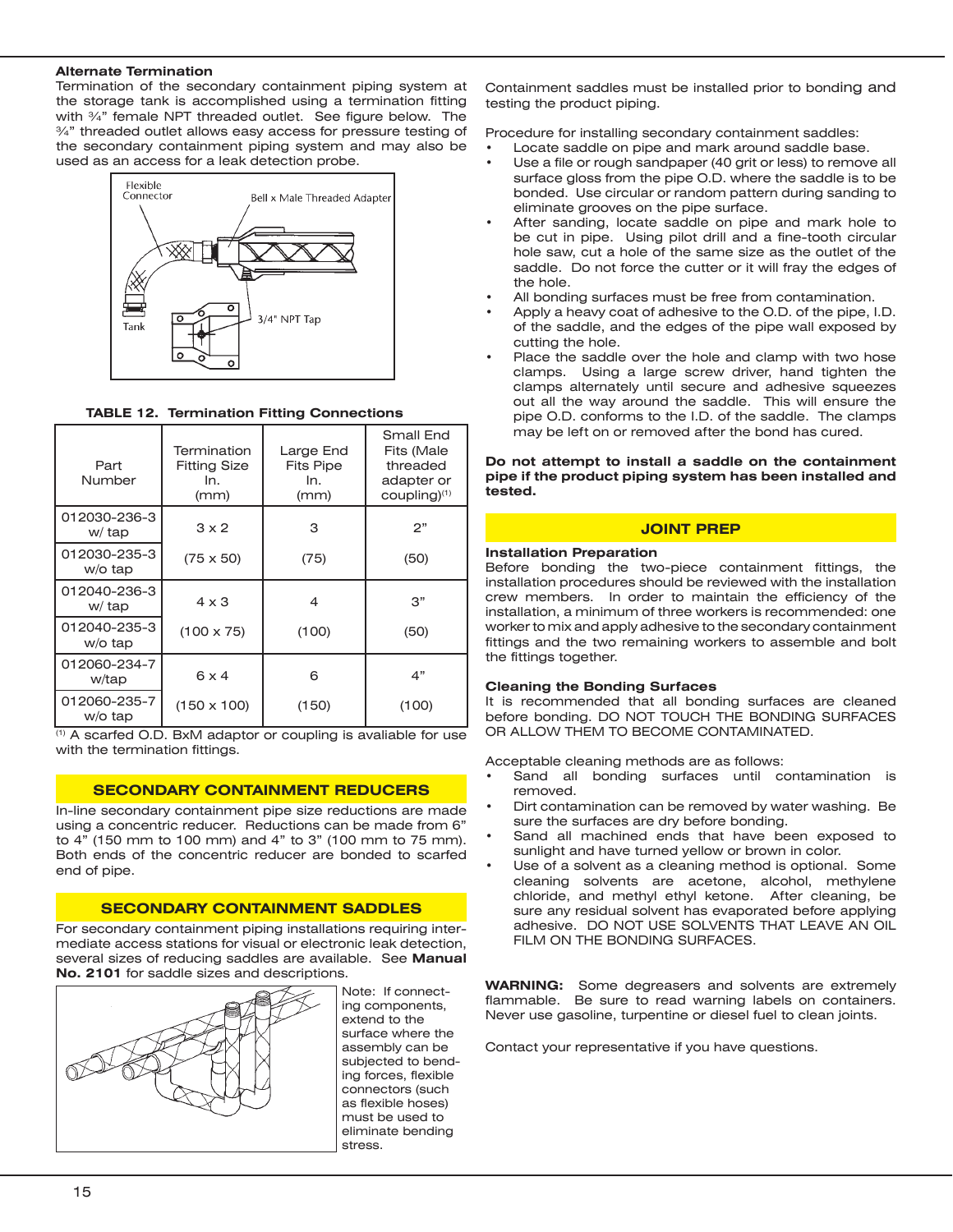### Alternate Termination

Termination of the secondary containment piping system at the storage tank is accomplished using a termination fitting with ¾" female NPT threaded outlet. See figure below. The ¾" threaded outlet allows easy access for pressure testing of the secondary containment piping system and may also be used as an access for a leak detection probe.

Flexible Connector
Bell x Male Threaded Adapter
Tank
3/4" NPT Tap

**TABLE 12. Termination Fitting Connections**

| Part Number | Termination Fitting Size In. (mm) | Large End Fits Pipe In. (mm) | Small End Fits (Male threaded adapter or coupling)[1] |
|---|---|---|---|
| 012030-236-3 w/ tap | 3 x 2 | 3 | 2" |
| 012030-235-3 w/o tap | (75 x 50) | (75) | (50) |
| 012040-236-3 w/ tap | 4 x 3 | 4 | 3" |
| 012040-235-3 w/o tap | (100 x 75) | (100) | (50) |
| 012060-234-7 w/tap | 6 x 4 | 6 | 4" |
| 012060-235-7 w/o tap | (150 x 100) | (150) | (100) |

[1] A scarfed O.D. BxM adaptor or coupling is avaliable for use with the termination fittings.

## SECONDARY CONTAINMENT REDUCERS

In-line secondary containment pipe size reductions are made using a concentric reducer. Reductions can be made from 6" to 4" (150 mm to 100 mm) and 4" to 3" (100 mm to 75 mm). Both ends of the concentric reducer are bonded to scarfed end of pipe.

## SECONDARY CONTAINMENT SADDLES

For secondary containment piping installations requiring intermediate access stations for visual or electronic leak detection, several sizes of reducing saddles are available. See **Manual No. 2101** for saddle sizes and descriptions.

Note: If connecting components, extend to the surface where the assembly can be subjected to bending forces, flexible connectors (such as flexible hoses) must be used to eliminate bending stress.

Containment saddles must be installed prior to bonding and testing the product piping.

Procedure for installing secondary containment saddles:

- Locate saddle on pipe and mark around saddle base.
- Use a file or rough sandpaper (40 grit or less) to remove all surface gloss from the pipe O.D. where the saddle is to be bonded. Use circular or random pattern during sanding to eliminate grooves on the pipe surface.
- After sanding, locate saddle on pipe and mark hole to be cut in pipe. Using pilot drill and a fine-tooth circular hole saw, cut a hole of the same size as the outlet of the saddle. Do not force the cutter or it will fray the edges of the hole.
- All bonding surfaces must be free from contamination.
- Apply a heavy coat of adhesive to the O.D. of the pipe, I.D. of the saddle, and the edges of the pipe wall exposed by cutting the hole.
- Place the saddle over the hole and clamp with two hose clamps. Using a large screw driver, hand tighten the clamps alternately until secure and adhesive squeezes out all the way around the saddle. This will ensure the pipe O.D. conforms to the I.D. of the saddle. The clamps may be left on or removed after the bond has cured.

**Do not attempt to install a saddle on the containment pipe if the product piping system has been installed and tested.**

## JOINT PREP

### Installation Preparation

Before bonding the two-piece containment fittings, the installation procedures should be reviewed with the installation crew members. In order to maintain the efficiency of the installation, a minimum of three workers is recommended: one worker to mix and apply adhesive to the secondary containment fittings and the two remaining workers to assemble and bolt the fittings together.

### Cleaning the Bonding Surfaces

It is recommended that all bonding surfaces are cleaned before bonding. DO NOT TOUCH THE BONDING SURFACES OR ALLOW THEM TO BECOME CONTAMINATED.

Acceptable cleaning methods are as follows:

- Sand all bonding surfaces until contamination is removed.
- Dirt contamination can be removed by water washing. Be sure the surfaces are dry before bonding.
- Sand all machined ends that have been exposed to sunlight and have turned yellow or brown in color.
- Use of a solvent as a cleaning method is optional. Some cleaning solvents are acetone, alcohol, methylene chloride, and methyl ethyl ketone. After cleaning, be sure any residual solvent has evaporated before applying adhesive. DO NOT USE SOLVENTS THAT LEAVE AN OIL FILM ON THE BONDING SURFACES.

**WARNING:** Some degreasers and solvents are extremely flammable. Be sure to read warning labels on containers. Never use gasoline, turpentine or diesel fuel to clean joints.

Contact your representative if you have questions.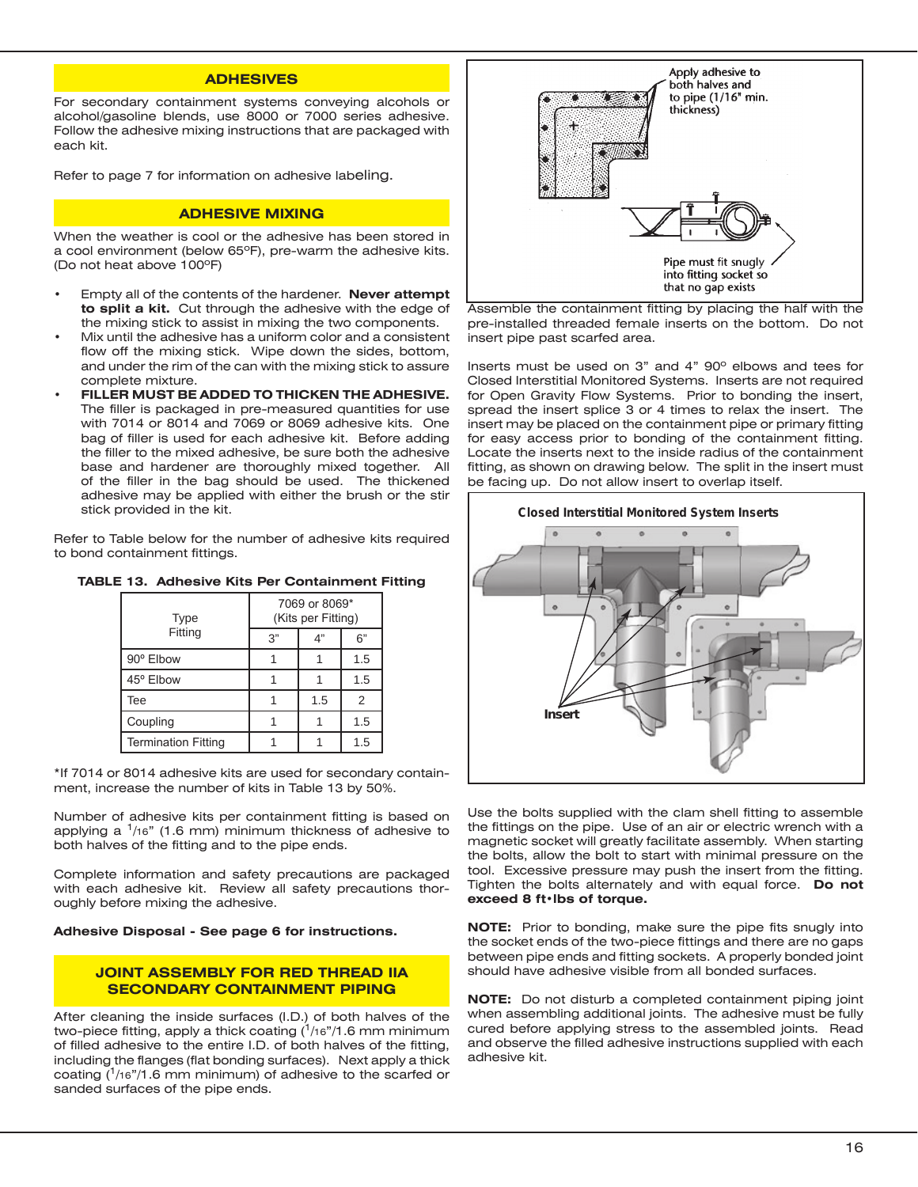## ADHESIVES

For secondary containment systems conveying alcohols or alcohol/gasoline blends, use 8000 or 7000 series adhesive. Follow the adhesive mixing instructions that are packaged with each kit.

Refer to page 7 for information on adhesive labeling.

## ADHESIVE MIXING

When the weather is cool or the adhesive has been stored in a cool environment (below 65°F), pre-warm the adhesive kits. (Do not heat above 100°F)

- Empty all of the contents of the hardener. **Never attempt to split a kit.** Cut through the adhesive with the edge of the mixing stick to assist in mixing the two components.
- Mix until the adhesive has a uniform color and a consistent flow off the mixing stick. Wipe down the sides, bottom, and under the rim of the can with the mixing stick to assure complete mixture.
- **FILLER MUST BE ADDED TO THICKEN THE ADHESIVE.** The filler is packaged in pre-measured quantities for use with 7014 or 8014 and 7069 or 8069 adhesive kits. One bag of filler is used for each adhesive kit. Before adding the filler to the mixed adhesive, be sure both the adhesive base and hardener are thoroughly mixed together. All of the filler in the bag should be used. The thickened adhesive may be applied with either the brush or the stir stick provided in the kit.

Refer to Table below for the number of adhesive kits required to bond containment fittings.

**TABLE 13. Adhesive Kits Per Containment Fitting**

| Type Fitting | 7069 or 8069* (Kits per Fitting) | | |
|---|---|---|---|
| | 3" | 4" | 6" |
| 90° Elbow | 1 | 1 | 1.5 |
| 45° Elbow | 1 | 1 | 1.5 |
| Tee | 1 | 1.5 | 2 |
| Coupling | 1 | 1 | 1.5 |
| Termination Fitting | 1 | 1 | 1.5 |

*If 7014 or 8014 adhesive kits are used for secondary containment, increase the number of kits in Table 13 by 50%.

Number of adhesive kits per containment fitting is based on applying a 1/16" (1.6 mm) minimum thickness of adhesive to both halves of the fitting and to the pipe ends.

Complete information and safety precautions are packaged with each adhesive kit. Review all safety precautions thoroughly before mixing the adhesive.

**Adhesive Disposal - See page 6 for instructions.**

## JOINT ASSEMBLY FOR RED THREAD IIA SECONDARY CONTAINMENT PIPING

After cleaning the inside surfaces (I.D.) of both halves of the two-piece fitting, apply a thick coating (1/16"/1.6 mm minimum of filled adhesive to the entire I.D. of both halves of the fitting, including the flanges (flat bonding surfaces). Next apply a thick coating (1/16"/1.6 mm minimum) of adhesive to the scarfed or sanded surfaces of the pipe ends.

Apply adhesive to both halves and to pipe (1/16" min. thickness)

Pipe must fit snugly into fitting socket so that no gap exists

Assemble the containment fitting by placing the half with the pre-installed threaded female inserts on the bottom. Do not insert pipe past scarfed area.

Inserts must be used on 3" and 4" 90° elbows and tees for Closed Interstitial Monitored Systems. Inserts are not required for Open Gravity Flow Systems. Prior to bonding the insert, spread the insert splice 3 or 4 times to relax the insert. The insert may be placed on the containment pipe or primary fitting for easy access prior to bonding of the containment fitting. Locate the inserts next to the inside radius of the containment fitting, as shown on drawing below. The split in the insert must be facing up. Do not allow insert to overlap itself.

**Closed Interstitial Monitored System Inserts**

Insert

Use the bolts supplied with the clam shell fitting to assemble the fittings on the pipe. Use of an air or electric wrench with a magnetic socket will greatly facilitate assembly. When starting the bolts, allow the bolt to start with minimal pressure on the tool. Excessive pressure may push the insert from the fitting. Tighten the bolts alternately and with equal force. **Do not exceed 8 ft•lbs of torque.**

**NOTE:** Prior to bonding, make sure the pipe fits snugly into the socket ends of the two-piece fittings and there are no gaps between pipe ends and fitting sockets. A properly bonded joint should have adhesive visible from all bonded surfaces.

**NOTE:** Do not disturb a completed containment piping joint when assembling additional joints. The adhesive must be fully cured before applying stress to the assembled joints. Read and observe the filled adhesive instructions supplied with each adhesive kit.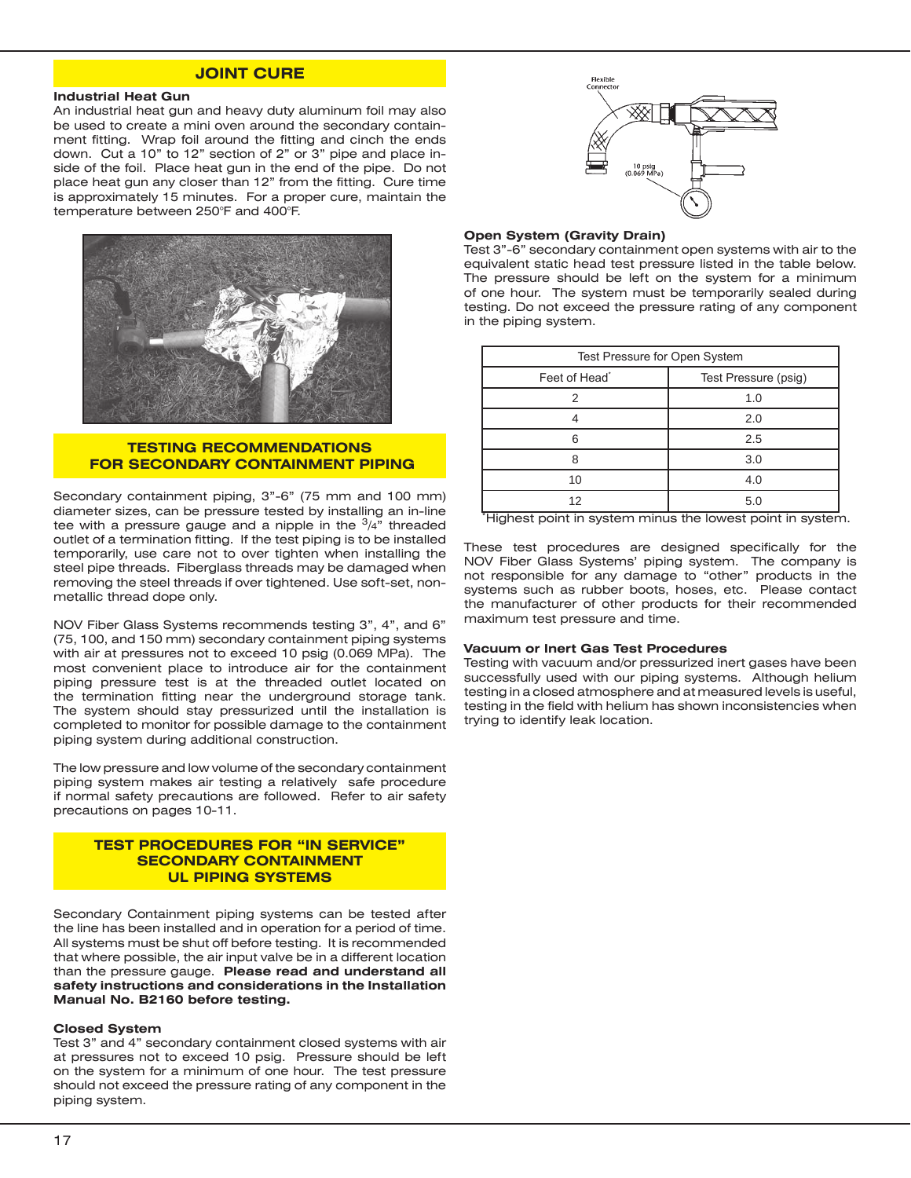## JOINT CURE

**Industrial Heat Gun**

An industrial heat gun and heavy duty aluminum foil may also be used to create a mini oven around the secondary containment fitting. Wrap foil around the fitting and cinch the ends down. Cut a 10" to 12" section of 2" or 3" pipe and place inside of the foil. Place heat gun in the end of the pipe. Do not place heat gun any closer than 12" from the fitting. Cure time is approximately 15 minutes. For a proper cure, maintain the temperature between 250°F and 400°F.

## TESTING RECOMMENDATIONS FOR SECONDARY CONTAINMENT PIPING

Secondary containment piping, 3"-6" (75 mm and 100 mm) diameter sizes, can be pressure tested by installing an in-line tee with a pressure gauge and a nipple in the 3/4" threaded outlet of a termination fitting. If the test piping is to be installed temporarily, use care not to over tighten when installing the steel pipe threads. Fiberglass threads may be damaged when removing the steel threads if over tightened. Use soft-set, non-metallic thread dope only.

NOV Fiber Glass Systems recommends testing 3", 4", and 6" (75, 100, and 150 mm) secondary containment piping systems with air at pressures not to exceed 10 psig (0.069 MPa). The most convenient place to introduce air for the containment piping pressure test is at the threaded outlet located on the termination fitting near the underground storage tank. The system should stay pressurized until the installation is completed to monitor for possible damage to the containment piping system during additional construction.

The low pressure and low volume of the secondary containment piping system makes air testing a relatively safe procedure if normal safety precautions are followed. Refer to air safety precautions on pages 10-11.

## TEST PROCEDURES FOR "IN SERVICE" SECONDARY CONTAINMENT UL PIPING SYSTEMS

Secondary Containment piping systems can be tested after the line has been installed and in operation for a period of time. All systems must be shut off before testing. It is recommended that where possible, the air input valve be in a different location than the pressure gauge. **Please read and understand all safety instructions and considerations in the Installation Manual No. B2160 before testing.**

**Closed System**

Test 3" and 4" secondary containment closed systems with air at pressures not to exceed 10 psig. Pressure should be left on the system for a minimum of one hour. The test pressure should not exceed the pressure rating of any component in the piping system.

Flexible Connector

10 psig (0.069 MPa)

**Open System (Gravity Drain)**

Test 3"-6" secondary containment open systems with air to the equivalent static head test pressure listed in the table below. The pressure should be left on the system for a minimum of one hour. The system must be temporarily sealed during testing. Do not exceed the pressure rating of any component in the piping system.

| Test Pressure for Open System | |
|---|---|
| Feet of Head* | Test Pressure (psig) |
| 2 | 1.0 |
| 4 | 2.0 |
| 6 | 2.5 |
| 8 | 3.0 |
| 10 | 4.0 |
| 12 | 5.0 |

*Highest point in system minus the lowest point in system.

These test procedures are designed specifically for the NOV Fiber Glass Systems' piping system. The company is not responsible for any damage to "other" products in the systems such as rubber boots, hoses, etc. Please contact the manufacturer of other products for their recommended maximum test pressure and time.

**Vacuum or Inert Gas Test Procedures**

Testing with vacuum and/or pressurized inert gases have been successfully used with our piping systems. Although helium testing in a closed atmosphere and at measured levels is useful, testing in the field with helium has shown inconsistencies when trying to identify leak location.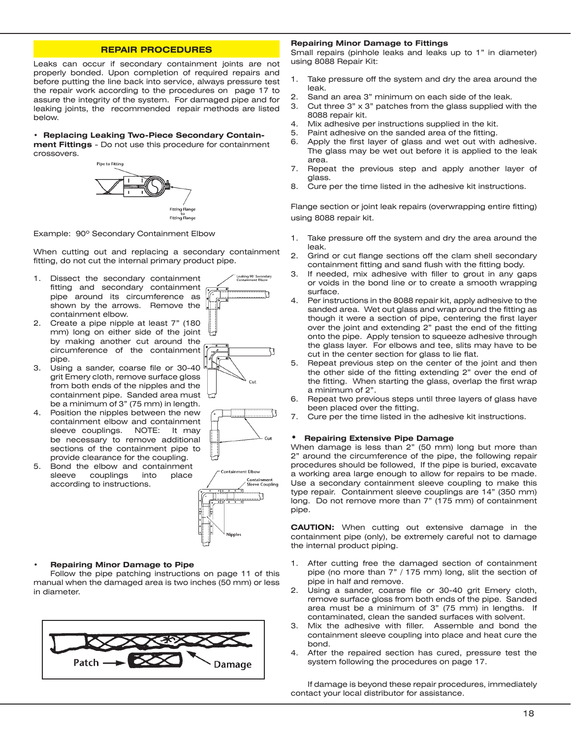## REPAIR PROCEDURES

Leaks can occur if secondary containment joints are not properly bonded. Upon completion of required repairs and before putting the line back into service, always pressure test the repair work according to the procedures on page 17 to assure the integrity of the system. For damaged pipe and for leaking joints, the recommended repair methods are listed below.

- **Replacing Leaking Two-Piece Secondary Containment Fittings** - Do not use this procedure for containment crossovers.

Pipe to Fitting

Fitting Flange to Fitting Flange

Example: 90º Secondary Containment Elbow

When cutting out and replacing a secondary containment fitting, do not cut the internal primary product pipe.

1. Dissect the secondary containment fitting and secondary containment pipe around its circumference as shown by the arrows. Remove the containment elbow.
2. Create a pipe nipple at least 7" (180 mm) long on either side of the joint by making another cut around the circumference of the containment pipe.
3. Using a sander, coarse file or 30-40 grit Emery cloth, remove surface gloss from both ends of the nipples and the containment pipe. Sanded area must be a minimum of 3" (75 mm) in length.
4. Position the nipples between the new containment elbow and containment sleeve couplings. NOTE: It may be necessary to remove additional sections of the containment pipe to provide clearance for the coupling.
5. Bond the elbow and containment sleeve couplings into place according to instructions.

Leaking 90° Secondary Containment Elbow

Cut

Cut

Containment Elbow

Containment Sleeve Coupling

Nipples

- **Repairing Minor Damage to Pipe**

Follow the pipe patching instructions on page 11 of this manual when the damaged area is two inches (50 mm) or less in diameter.

Patch

Damage

**Repairing Minor Damage to Fittings**

Small repairs (pinhole leaks and leaks up to 1" in diameter) using 8088 Repair Kit:

1. Take pressure off the system and dry the area around the leak.
2. Sand an area 3" minimum on each side of the leak.
3. Cut three 3" x 3" patches from the glass supplied with the 8088 repair kit.
4. Mix adhesive per instructions supplied in the kit.
5. Paint adhesive on the sanded area of the fitting.
6. Apply the first layer of glass and wet out with adhesive. The glass may be wet out before it is applied to the leak area.
7. Repeat the previous step and apply another layer of glass.
8. Cure per the time listed in the adhesive kit instructions.

Flange section or joint leak repairs (overwrapping entire fitting) using 8088 repair kit.

1. Take pressure off the system and dry the area around the leak.
2. Grind or cut flange sections off the clam shell secondary containment fitting and sand flush with the fitting body.
3. If needed, mix adhesive with filler to grout in any gaps or voids in the bond line or to create a smooth wrapping surface.
4. Per instructions in the 8088 repair kit, apply adhesive to the sanded area. Wet out glass and wrap around the fitting as though it were a section of pipe, centering the first layer over the joint and extending 2" past the end of the fitting onto the pipe. Apply tension to squeeze adhesive through the glass layer. For elbows and tee, slits may have to be cut in the center section for glass to lie flat.
5. Repeat previous step on the center of the joint and then the other side of the fitting extending 2" over the end of the fitting. When starting the glass, overlap the first wrap a minimum of 2".
6. Repeat two previous steps until three layers of glass have been placed over the fitting.
7. Cure per the time listed in the adhesive kit instructions.

- **Repairing Extensive Pipe Damage**

When damage is less than 2" (50 mm) long but more than 2" around the circumference of the pipe, the following repair procedures should be followed, If the pipe is buried, excavate a working area large enough to allow for repairs to be made. Use a secondary containment sleeve coupling to make this type repair. Containment sleeve couplings are 14" (350 mm) long. Do not remove more than 7" (175 mm) of containment pipe.

**CAUTION:** When cutting out extensive damage in the containment pipe (only), be extremely careful not to damage the internal product piping.

1. After cutting free the damaged section of containment pipe (no more than 7" / 175 mm) long, slit the section of pipe in half and remove.
2. Using a sander, coarse file or 30-40 grit Emery cloth, remove surface gloss from both ends of the pipe. Sanded area must be a minimum of 3" (75 mm) in lengths. If contaminated, clean the sanded surfaces with solvent.
3. Mix the adhesive with filler. Assemble and bond the containment sleeve coupling into place and heat cure the bond.
4. After the repaired section has cured, pressure test the system following the procedures on page 17.

If damage is beyond these repair procedures, immediately contact your local distributor for assistance.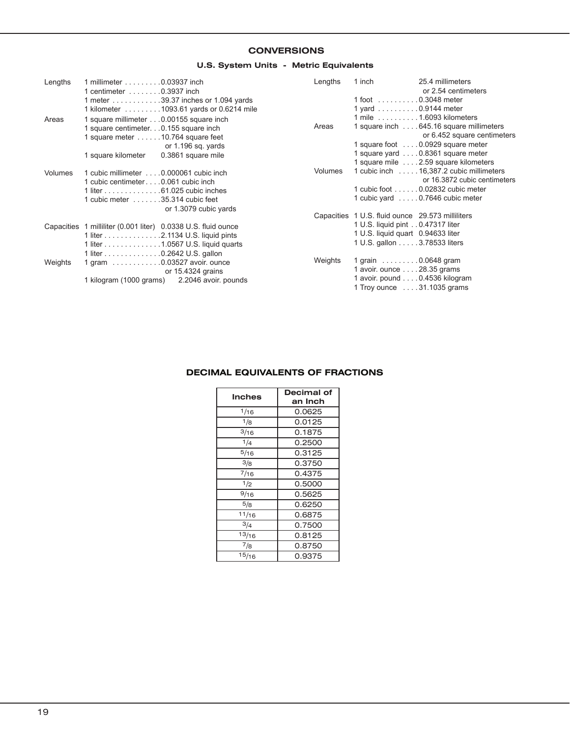## CONVERSIONS

### U.S. System Units - Metric Equivalents

Lengths
- 1 millimeter . . . . . . . . .0.03937 inch
- 1 centimeter . . . . . . . .0.3937 inch
- 1 meter . . . . . . . . . . . .39.37 inches or 1.094 yards
- 1 kilometer . . . . . . . . .1093.61 yards or 0.6214 mile

Areas
- 1 square millimeter . . .0.00155 square inch
- 1 square centimeter. . .0.155 square inch
- 1 square meter . . . . . .10.764 square feet or 1.196 sq. yards
- 1 square kilometer 0.3861 square mile

Volumes
- 1 cubic millimeter . . . .0.000061 cubic inch
- 1 cubic centimeter . . . .0.061 cubic inch
- 1 liter . . . . . . . . . . . . . .61.025 cubic inches
- 1 cubic meter . . . . . . .35.314 cubic feet or 1.3079 cubic yards

Capacities
- 1 milliliter (0.001 liter) 0.0338 U.S. fluid ounce
- 1 liter . . . . . . . . . . . . . .2.1134 U.S. liquid pints
- 1 liter . . . . . . . . . . . . . .1.0567 U.S. liquid quarts
- 1 liter . . . . . . . . . . . . . .0.2642 U.S. gallon

Weights
- 1 gram . . . . . . . . . . . .0.03527 avoir. ounce or 15.4324 grains
- 1 kilogram (1000 grams) 2.2046 avoir. pounds

Lengths
- 1 inch 25.4 millimeters or 2.54 centimeters
- 1 foot . . . . . . . . . .0.3048 meter
- 1 yard . . . . . . . . . .0.9144 meter
- 1 mile . . . . . . . . . .1.6093 kilometers

Areas
- 1 square inch . . . .645.16 square millimeters or 6.452 square centimeters
- 1 square foot . . . .0.0929 square meter
- 1 square yard . . . .0.8361 square meter
- 1 square mile . . . .2.59 square kilometers

Volumes
- 1 cubic inch . . . . .16,387.2 cubic millimeters or 16.3872 cubic centimeters
- 1 cubic foot . . . . . .0.02832 cubic meter
- 1 cubic yard . . . . .0.7646 cubic meter

Capacities
- 1 U.S. fluid ounce 29.573 milliliters
- 1 U.S. liquid pint . .0.47317 liter
- 1 U.S. liquid quart 0.94633 liter
- 1 U.S. gallon . . . . .3.78533 liters

Weights
- 1 grain . . . . . . . . .0.0648 gram
- 1 avoir. ounce . . . .28.35 grams
- 1 avoir. pound . . . .0.4536 kilogram
- 1 Troy ounce . . . .31.1035 grams

## DECIMAL EQUIVALENTS OF FRACTIONS

| Inches | Decimal of an Inch |
|---|---|
| 1/16 | 0.0625 |
| 1/8 | 0.0125 |
| 3/16 | 0.1875 |
| 1/4 | 0.2500 |
| 5/16 | 0.3125 |
| 3/8 | 0.3750 |
| 7/16 | 0.4375 |
| 1/2 | 0.5000 |
| 9/16 | 0.5625 |
| 5/8 | 0.6250 |
| 11/16 | 0.6875 |
| 3/4 | 0.7500 |
| 13/16 | 0.8125 |
| 7/8 | 0.8750 |
| 15/16 | 0.9375 |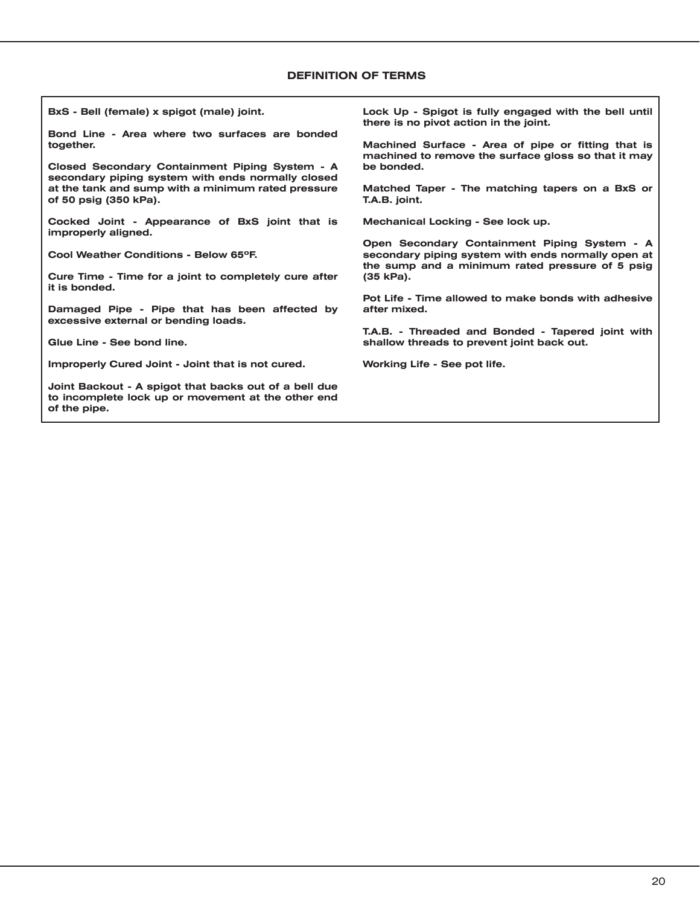## DEFINITION OF TERMS

**BxS - Bell (female) x spigot (male) joint.**

**Bond Line - Area where two surfaces are bonded together.**

**Closed Secondary Containment Piping System - A secondary piping system with ends normally closed at the tank and sump with a minimum rated pressure of 50 psig (350 kPa).**

**Cocked Joint - Appearance of BxS joint that is improperly aligned.**

**Cool Weather Conditions - Below 65ºF.**

**Cure Time - Time for a joint to completely cure after it is bonded.**

**Damaged Pipe - Pipe that has been affected by excessive external or bending loads.**

**Glue Line - See bond line.**

**Improperly Cured Joint - Joint that is not cured.**

**Joint Backout - A spigot that backs out of a bell due to incomplete lock up or movement at the other end of the pipe.**

**Lock Up - Spigot is fully engaged with the bell until there is no pivot action in the joint.**

**Machined Surface - Area of pipe or fitting that is machined to remove the surface gloss so that it may be bonded.**

**Matched Taper - The matching tapers on a BxS or T.A.B. joint.**

**Mechanical Locking - See lock up.**

**Open Secondary Containment Piping System - A secondary piping system with ends normally open at the sump and a minimum rated pressure of 5 psig (35 kPa).**

**Pot Life - Time allowed to make bonds with adhesive after mixed.**

**T.A.B. - Threaded and Bonded - Tapered joint with shallow threads to prevent joint back out.**

**Working Life - See pot life.**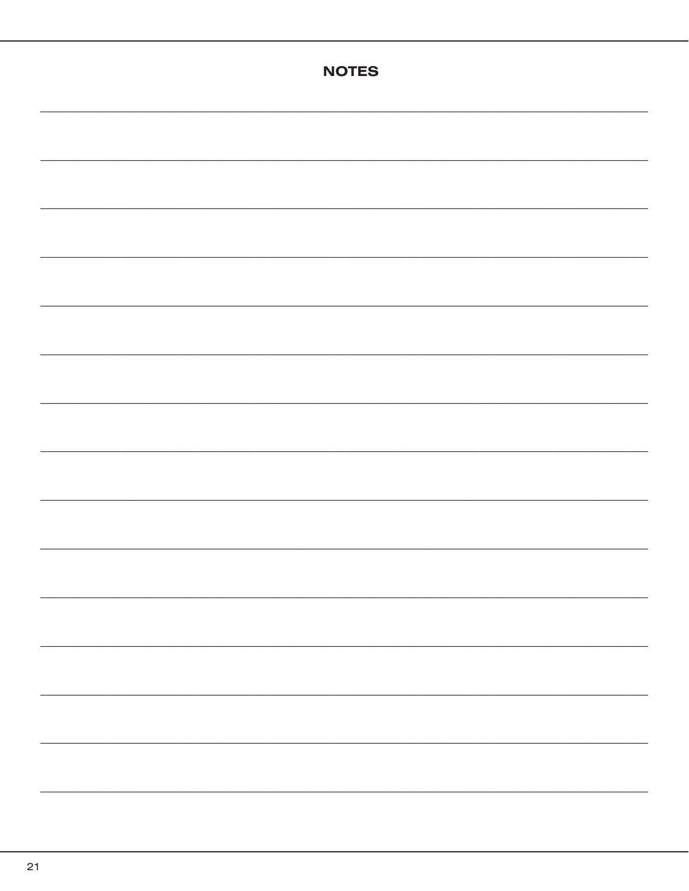## NOTES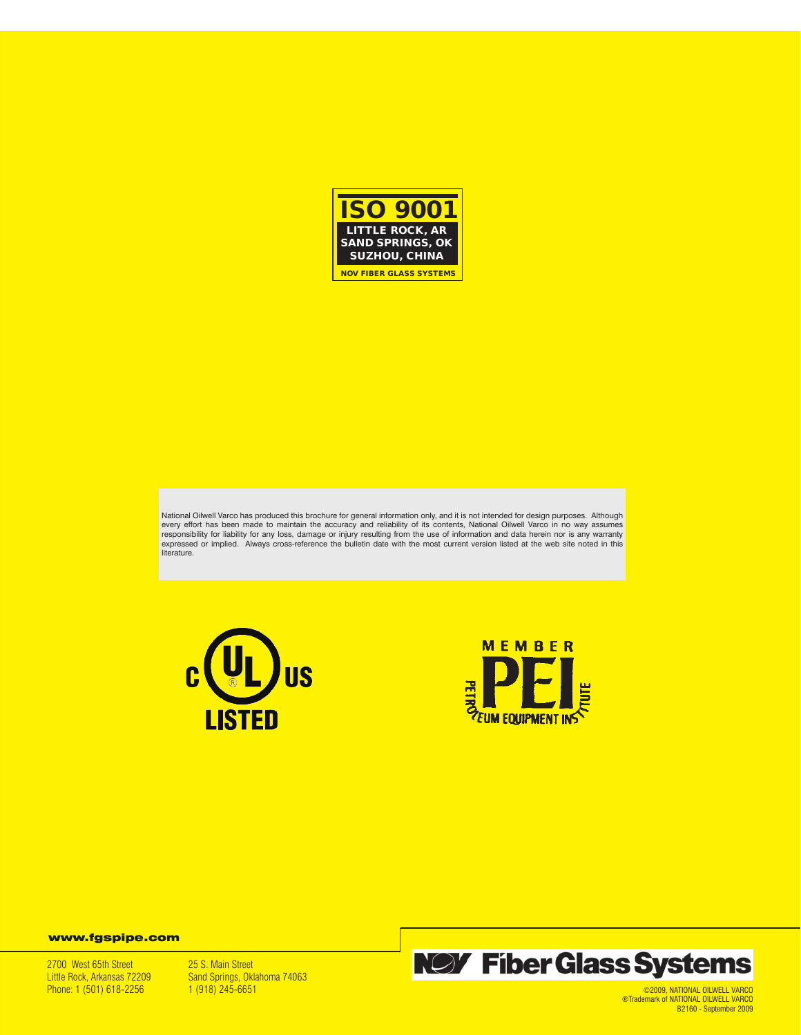ISO 9001
LITTLE ROCK, AR
SAND SPRINGS, OK
SUZHOU, CHINA
NOV FIBER GLASS SYSTEMS

National Oilwell Varco has produced this brochure for general information only, and it is not intended for design purposes. Although every effort has been made to maintain the accuracy and reliability of its contents, National Oilwell Varco in no way assumes responsibility for liability for any loss, damage or injury resulting from the use of information and data herein nor is any warranty expressed or implied. Always cross-reference the bulletin date with the most current version listed at the web site noted in this literature.

C UL US LISTED

MEMBER PEI PETROLEUM EQUIPMENT INSTITUTE

**www.fgspipe.com**

2700 West 65th Street
Little Rock, Arkansas 72209
Phone: 1 (501) 618-2256

25 S. Main Street
Sand Springs, Oklahoma 74063
1 (918) 245-6651

NOV Fiber Glass Systems

©2009, NATIONAL OILWELL VARCO
®Trademark of NATIONAL OILWELL VARCO
B2160 - September 2009